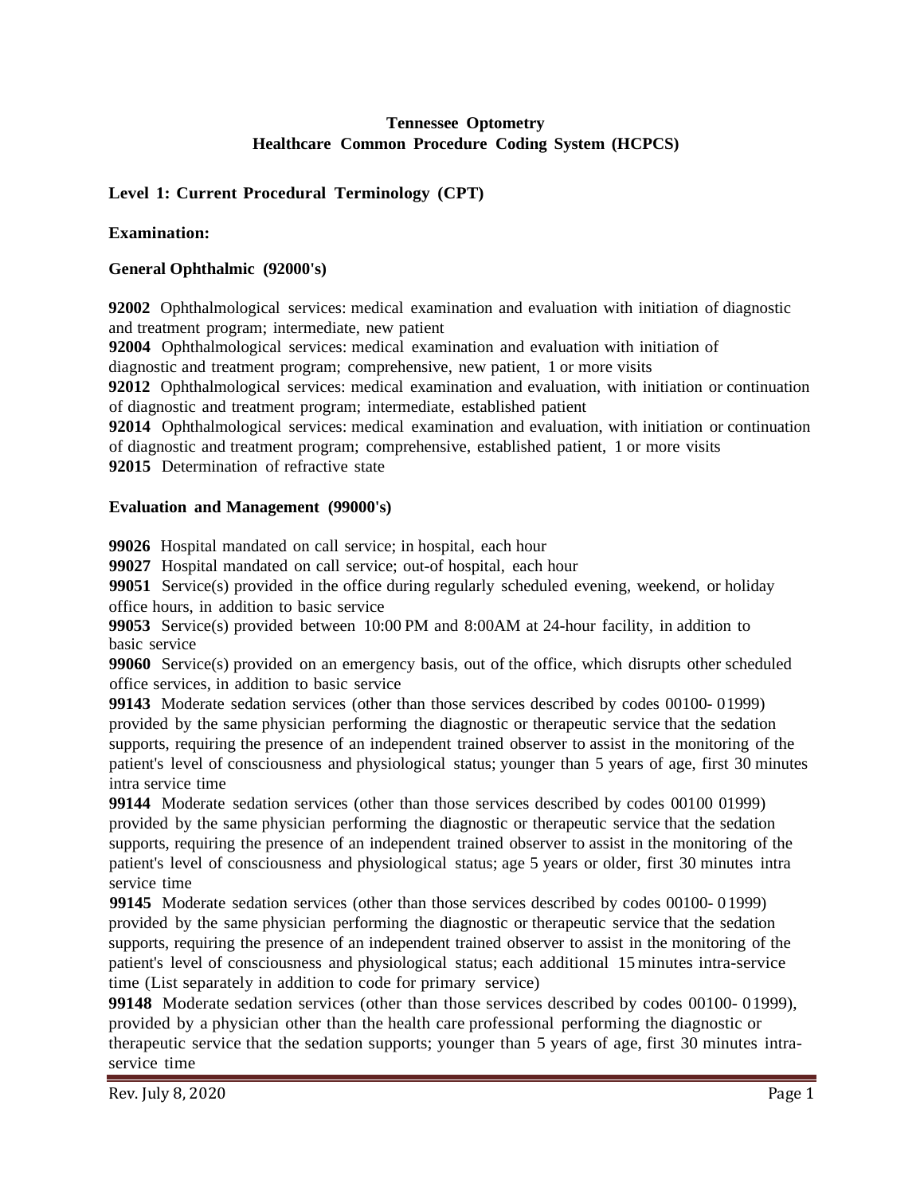**Tennessee Optometry**
**Healthcare Common Procedure Coding System (HCPCS)**

## Level 1: Current Procedural Terminology (CPT)

### Examination:

### General Ophthalmic (92000's)

**92002** Ophthalmological services: medical examination and evaluation with initiation of diagnostic and treatment program; intermediate, new patient
**92004** Ophthalmological services: medical examination and evaluation with initiation of diagnostic and treatment program; comprehensive, new patient, 1 or more visits
**92012** Ophthalmological services: medical examination and evaluation, with initiation or continuation of diagnostic and treatment program; intermediate, established patient
**92014** Ophthalmological services: medical examination and evaluation, with initiation or continuation of diagnostic and treatment program; comprehensive, established patient, 1 or more visits
**92015** Determination of refractive state

### Evaluation and Management (99000's)

**99026** Hospital mandated on call service; in hospital, each hour
**99027** Hospital mandated on call service; out-of hospital, each hour
**99051** Service(s) provided in the office during regularly scheduled evening, weekend, or holiday office hours, in addition to basic service
**99053** Service(s) provided between 10:00 PM and 8:00AM at 24-hour facility, in addition to basic service
**99060** Service(s) provided on an emergency basis, out of the office, which disrupts other scheduled office services, in addition to basic service
**99143** Moderate sedation services (other than those services described by codes 00100- 01999) provided by the same physician performing the diagnostic or therapeutic service that the sedation supports, requiring the presence of an independent trained observer to assist in the monitoring of the patient's level of consciousness and physiological status; younger than 5 years of age, first 30 minutes intra service time
**99144** Moderate sedation services (other than those services described by codes 00100 01999) provided by the same physician performing the diagnostic or therapeutic service that the sedation supports, requiring the presence of an independent trained observer to assist in the monitoring of the patient's level of consciousness and physiological status; age 5 years or older, first 30 minutes intra service time
**99145** Moderate sedation services (other than those services described by codes 00100- 01999) provided by the same physician performing the diagnostic or therapeutic service that the sedation supports, requiring the presence of an independent trained observer to assist in the monitoring of the patient's level of consciousness and physiological status; each additional 15 minutes intra-service time (List separately in addition to code for primary service)
**99148** Moderate sedation services (other than those services described by codes 00100- 01999), provided by a physician other than the health care professional performing the diagnostic or therapeutic service that the sedation supports; younger than 5 years of age, first 30 minutes intra-service time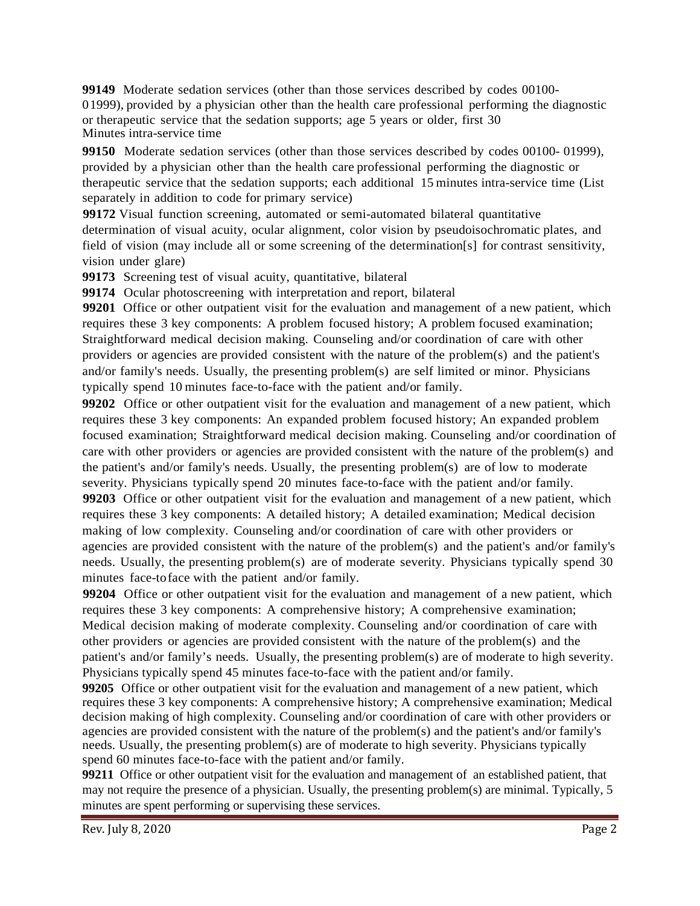**99149** Moderate sedation services (other than those services described by codes 00100-01999), provided by a physician other than the health care professional performing the diagnostic or therapeutic service that the sedation supports; age 5 years or older, first 30 Minutes intra-service time

**99150** Moderate sedation services (other than those services described by codes 00100- 01999), provided by a physician other than the health care professional performing the diagnostic or therapeutic service that the sedation supports; each additional 15 minutes intra-service time (List separately in addition to code for primary service)

**99172** Visual function screening, automated or semi-automated bilateral quantitative determination of visual acuity, ocular alignment, color vision by pseudoisochromatic plates, and field of vision (may include all or some screening of the determination[s] for contrast sensitivity, vision under glare)

**99173** Screening test of visual acuity, quantitative, bilateral

**99174** Ocular photoscreening with interpretation and report, bilateral

**99201** Office or other outpatient visit for the evaluation and management of a new patient, which requires these 3 key components: A problem focused history; A problem focused examination; Straightforward medical decision making. Counseling and/or coordination of care with other providers or agencies are provided consistent with the nature of the problem(s) and the patient's and/or family's needs. Usually, the presenting problem(s) are self limited or minor. Physicians typically spend 10 minutes face-to-face with the patient and/or family.

**99202** Office or other outpatient visit for the evaluation and management of a new patient, which requires these 3 key components: An expanded problem focused history; An expanded problem focused examination; Straightforward medical decision making. Counseling and/or coordination of care with other providers or agencies are provided consistent with the nature of the problem(s) and the patient's and/or family's needs. Usually, the presenting problem(s) are of low to moderate severity. Physicians typically spend 20 minutes face-to-face with the patient and/or family.

**99203** Office or other outpatient visit for the evaluation and management of a new patient, which requires these 3 key components: A detailed history; A detailed examination; Medical decision making of low complexity. Counseling and/or coordination of care with other providers or agencies are provided consistent with the nature of the problem(s) and the patient's and/or family's needs. Usually, the presenting problem(s) are of moderate severity. Physicians typically spend 30 minutes face-to face with the patient and/or family.

**99204** Office or other outpatient visit for the evaluation and management of a new patient, which requires these 3 key components: A comprehensive history; A comprehensive examination; Medical decision making of moderate complexity. Counseling and/or coordination of care with other providers or agencies are provided consistent with the nature of the problem(s) and the patient's and/or family's needs. Usually, the presenting problem(s) are of moderate to high severity. Physicians typically spend 45 minutes face-to-face with the patient and/or family.

**99205** Office or other outpatient visit for the evaluation and management of a new patient, which requires these 3 key components: A comprehensive history; A comprehensive examination; Medical decision making of high complexity. Counseling and/or coordination of care with other providers or agencies are provided consistent with the nature of the problem(s) and the patient's and/or family's needs. Usually, the presenting problem(s) are of moderate to high severity. Physicians typically spend 60 minutes face-to-face with the patient and/or family.

**99211** Office or other outpatient visit for the evaluation and management of an established patient, that may not require the presence of a physician. Usually, the presenting problem(s) are minimal. Typically, 5 minutes are spent performing or supervising these services.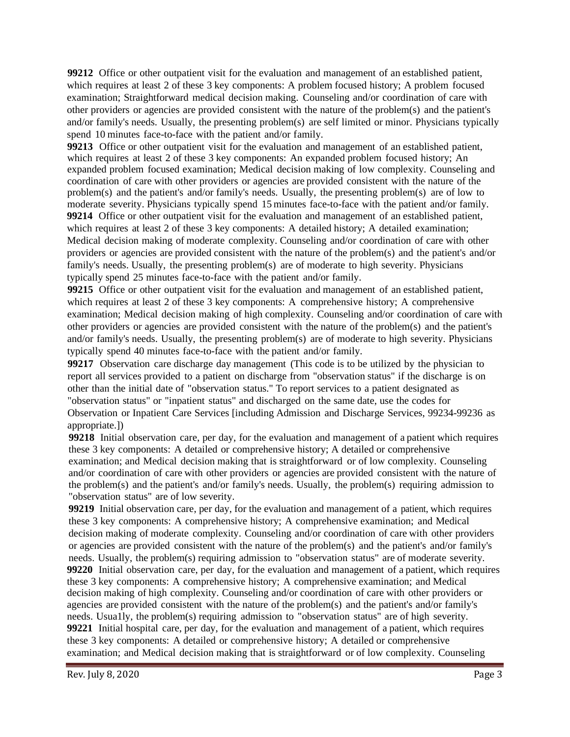**99212** Office or other outpatient visit for the evaluation and management of an established patient, which requires at least 2 of these 3 key components: A problem focused history; A problem focused examination; Straightforward medical decision making. Counseling and/or coordination of care with other providers or agencies are provided consistent with the nature of the problem(s) and the patient's and/or family's needs. Usually, the presenting problem(s) are self limited or minor. Physicians typically spend 10 minutes face-to-face with the patient and/or family.

**99213** Office or other outpatient visit for the evaluation and management of an established patient, which requires at least 2 of these 3 key components: An expanded problem focused history; An expanded problem focused examination; Medical decision making of low complexity. Counseling and coordination of care with other providers or agencies are provided consistent with the nature of the problem(s) and the patient's and/or family's needs. Usually, the presenting problem(s) are of low to moderate severity. Physicians typically spend 15 minutes face-to-face with the patient and/or family.

**99214** Office or other outpatient visit for the evaluation and management of an established patient, which requires at least 2 of these 3 key components: A detailed history; A detailed examination; Medical decision making of moderate complexity. Counseling and/or coordination of care with other providers or agencies are provided consistent with the nature of the problem(s) and the patient's and/or family's needs. Usually, the presenting problem(s) are of moderate to high severity. Physicians typically spend 25 minutes face-to-face with the patient and/or family.

**99215** Office or other outpatient visit for the evaluation and management of an established patient, which requires at least 2 of these 3 key components: A comprehensive history; A comprehensive examination; Medical decision making of high complexity. Counseling and/or coordination of care with other providers or agencies are provided consistent with the nature of the problem(s) and the patient's and/or family's needs. Usually, the presenting problem(s) are of moderate to high severity. Physicians typically spend 40 minutes face-to-face with the patient and/or family.

**99217** Observation care discharge day management (This code is to be utilized by the physician to report all services provided to a patient on discharge from "observation status" if the discharge is on other than the initial date of "observation status." To report services to a patient designated as "observation status" or "inpatient status" and discharged on the same date, use the codes for Observation or Inpatient Care Services [including Admission and Discharge Services, 99234-99236 as appropriate.])

**99218** Initial observation care, per day, for the evaluation and management of a patient which requires these 3 key components: A detailed or comprehensive history; A detailed or comprehensive examination; and Medical decision making that is straightforward or of low complexity. Counseling and/or coordination of care with other providers or agencies are provided consistent with the nature of the problem(s) and the patient's and/or family's needs. Usually, the problem(s) requiring admission to "observation status" are of low severity.

**99219** Initial observation care, per day, for the evaluation and management of a patient, which requires these 3 key components: A comprehensive history; A comprehensive examination; and Medical decision making of moderate complexity. Counseling and/or coordination of care with other providers or agencies are provided consistent with the nature of the problem(s) and the patient's and/or family's needs. Usually, the problem(s) requiring admission to "observation status" are of moderate severity.

**99220** Initial observation care, per day, for the evaluation and management of a patient, which requires these 3 key components: A comprehensive history; A comprehensive examination; and Medical decision making of high complexity. Counseling and/or coordination of care with other providers or agencies are provided consistent with the nature of the problem(s) and the patient's and/or family's needs. Usua1ly, the problem(s) requiring admission to "observation status" are of high severity.

**99221** Initial hospital care, per day, for the evaluation and management of a patient, which requires these 3 key components: A detailed or comprehensive history; A detailed or comprehensive examination; and Medical decision making that is straightforward or of low complexity. Counseling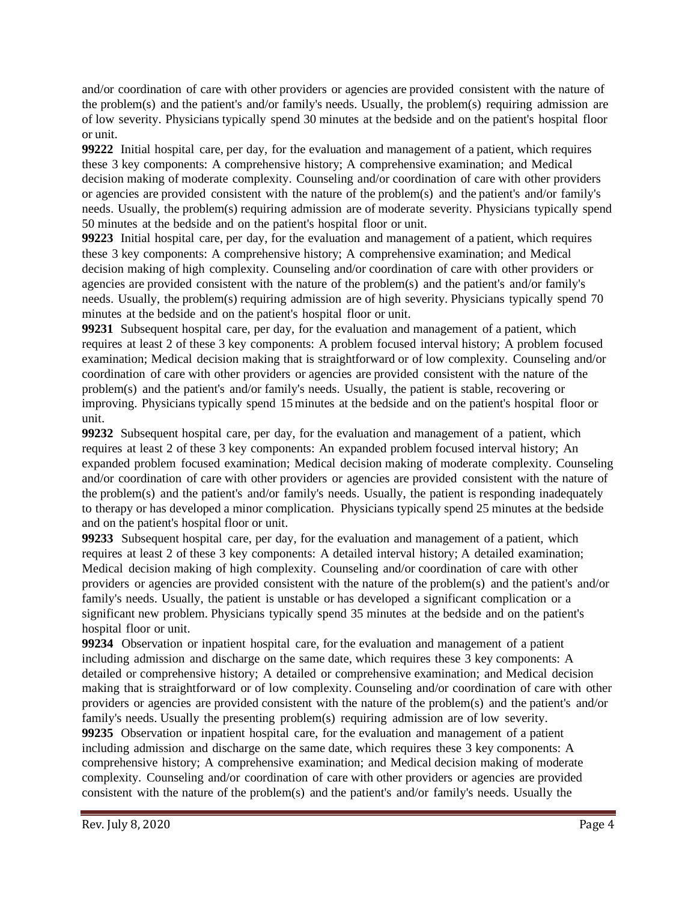and/or coordination of care with other providers or agencies are provided consistent with the nature of the problem(s) and the patient's and/or family's needs. Usually, the problem(s) requiring admission are of low severity. Physicians typically spend 30 minutes at the bedside and on the patient's hospital floor or unit.

**99222** Initial hospital care, per day, for the evaluation and management of a patient, which requires these 3 key components: A comprehensive history; A comprehensive examination; and Medical decision making of moderate complexity. Counseling and/or coordination of care with other providers or agencies are provided consistent with the nature of the problem(s) and the patient's and/or family's needs. Usually, the problem(s) requiring admission are of moderate severity. Physicians typically spend 50 minutes at the bedside and on the patient's hospital floor or unit.

**99223** Initial hospital care, per day, for the evaluation and management of a patient, which requires these 3 key components: A comprehensive history; A comprehensive examination; and Medical decision making of high complexity. Counseling and/or coordination of care with other providers or agencies are provided consistent with the nature of the problem(s) and the patient's and/or family's needs. Usually, the problem(s) requiring admission are of high severity. Physicians typically spend 70 minutes at the bedside and on the patient's hospital floor or unit.

**99231** Subsequent hospital care, per day, for the evaluation and management of a patient, which requires at least 2 of these 3 key components: A problem focused interval history; A problem focused examination; Medical decision making that is straightforward or of low complexity. Counseling and/or coordination of care with other providers or agencies are provided consistent with the nature of the problem(s) and the patient's and/or family's needs. Usually, the patient is stable, recovering or improving. Physicians typically spend 15 minutes at the bedside and on the patient's hospital floor or unit.

**99232** Subsequent hospital care, per day, for the evaluation and management of a patient, which requires at least 2 of these 3 key components: An expanded problem focused interval history; An expanded problem focused examination; Medical decision making of moderate complexity. Counseling and/or coordination of care with other providers or agencies are provided consistent with the nature of the problem(s) and the patient's and/or family's needs. Usually, the patient is responding inadequately to therapy or has developed a minor complication. Physicians typically spend 25 minutes at the bedside and on the patient's hospital floor or unit.

**99233** Subsequent hospital care, per day, for the evaluation and management of a patient, which requires at least 2 of these 3 key components: A detailed interval history; A detailed examination; Medical decision making of high complexity. Counseling and/or coordination of care with other providers or agencies are provided consistent with the nature of the problem(s) and the patient's and/or family's needs. Usually, the patient is unstable or has developed a significant complication or a significant new problem. Physicians typically spend 35 minutes at the bedside and on the patient's hospital floor or unit.

**99234** Observation or inpatient hospital care, for the evaluation and management of a patient including admission and discharge on the same date, which requires these 3 key components: A detailed or comprehensive history; A detailed or comprehensive examination; and Medical decision making that is straightforward or of low complexity. Counseling and/or coordination of care with other providers or agencies are provided consistent with the nature of the problem(s) and the patient's and/or family's needs. Usually the presenting problem(s) requiring admission are of low severity.

**99235** Observation or inpatient hospital care, for the evaluation and management of a patient including admission and discharge on the same date, which requires these 3 key components: A comprehensive history; A comprehensive examination; and Medical decision making of moderate complexity. Counseling and/or coordination of care with other providers or agencies are provided consistent with the nature of the problem(s) and the patient's and/or family's needs. Usually the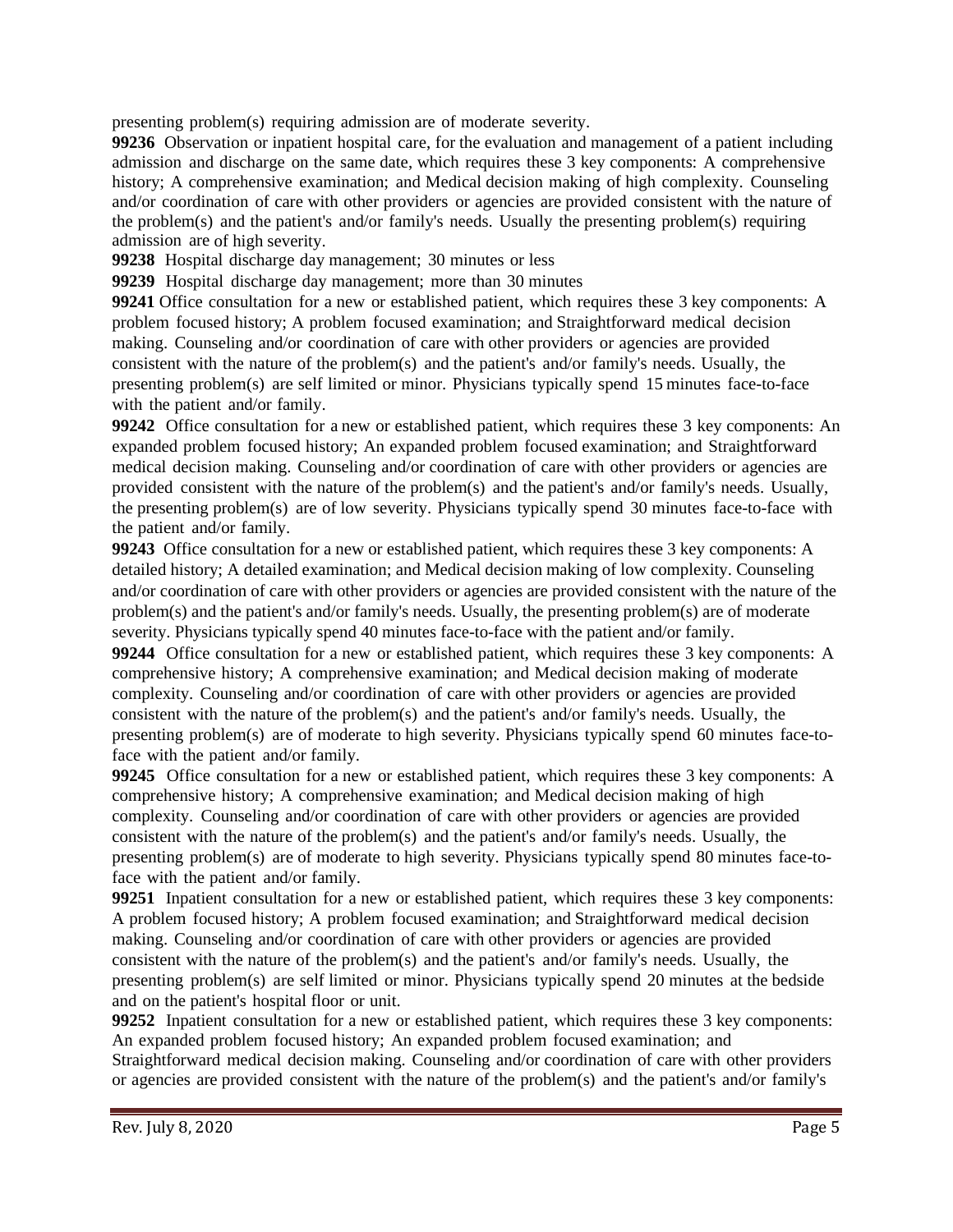presenting problem(s) requiring admission are of moderate severity.

**99236** Observation or inpatient hospital care, for the evaluation and management of a patient including admission and discharge on the same date, which requires these 3 key components: A comprehensive history; A comprehensive examination; and Medical decision making of high complexity. Counseling and/or coordination of care with other providers or agencies are provided consistent with the nature of the problem(s) and the patient's and/or family's needs. Usually the presenting problem(s) requiring admission are of high severity.

**99238** Hospital discharge day management; 30 minutes or less

**99239** Hospital discharge day management; more than 30 minutes

**99241** Office consultation for a new or established patient, which requires these 3 key components: A problem focused history; A problem focused examination; and Straightforward medical decision making. Counseling and/or coordination of care with other providers or agencies are provided consistent with the nature of the problem(s) and the patient's and/or family's needs. Usually, the presenting problem(s) are self limited or minor. Physicians typically spend 15 minutes face-to-face with the patient and/or family.

**99242** Office consultation for a new or established patient, which requires these 3 key components: An expanded problem focused history; An expanded problem focused examination; and Straightforward medical decision making. Counseling and/or coordination of care with other providers or agencies are provided consistent with the nature of the problem(s) and the patient's and/or family's needs. Usually, the presenting problem(s) are of low severity. Physicians typically spend 30 minutes face-to-face with the patient and/or family.

**99243** Office consultation for a new or established patient, which requires these 3 key components: A detailed history; A detailed examination; and Medical decision making of low complexity. Counseling and/or coordination of care with other providers or agencies are provided consistent with the nature of the problem(s) and the patient's and/or family's needs. Usually, the presenting problem(s) are of moderate severity. Physicians typically spend 40 minutes face-to-face with the patient and/or family.

**99244** Office consultation for a new or established patient, which requires these 3 key components: A comprehensive history; A comprehensive examination; and Medical decision making of moderate complexity. Counseling and/or coordination of care with other providers or agencies are provided consistent with the nature of the problem(s) and the patient's and/or family's needs. Usually, the presenting problem(s) are of moderate to high severity. Physicians typically spend 60 minutes face-to-face with the patient and/or family.

**99245** Office consultation for a new or established patient, which requires these 3 key components: A comprehensive history; A comprehensive examination; and Medical decision making of high complexity. Counseling and/or coordination of care with other providers or agencies are provided consistent with the nature of the problem(s) and the patient's and/or family's needs. Usually, the presenting problem(s) are of moderate to high severity. Physicians typically spend 80 minutes face-to-face with the patient and/or family.

**99251** Inpatient consultation for a new or established patient, which requires these 3 key components: A problem focused history; A problem focused examination; and Straightforward medical decision making. Counseling and/or coordination of care with other providers or agencies are provided consistent with the nature of the problem(s) and the patient's and/or family's needs. Usually, the presenting problem(s) are self limited or minor. Physicians typically spend 20 minutes at the bedside and on the patient's hospital floor or unit.

**99252** Inpatient consultation for a new or established patient, which requires these 3 key components: An expanded problem focused history; An expanded problem focused examination; and Straightforward medical decision making. Counseling and/or coordination of care with other providers or agencies are provided consistent with the nature of the problem(s) and the patient's and/or family's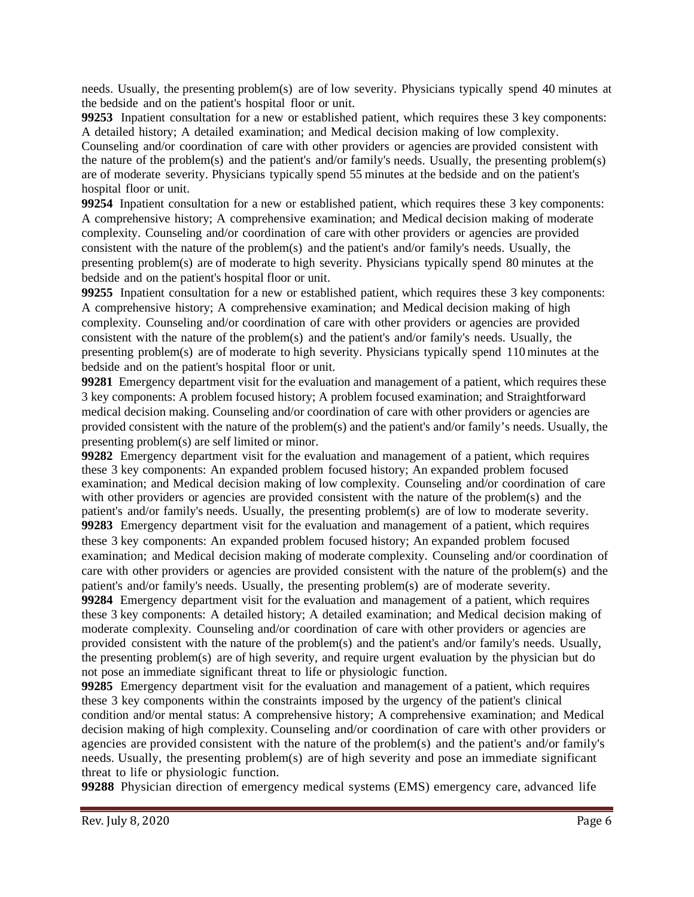needs. Usually, the presenting problem(s) are of low severity. Physicians typically spend 40 minutes at the bedside and on the patient's hospital floor or unit.

**99253** Inpatient consultation for a new or established patient, which requires these 3 key components: A detailed history; A detailed examination; and Medical decision making of low complexity. Counseling and/or coordination of care with other providers or agencies are provided consistent with the nature of the problem(s) and the patient's and/or family's needs. Usually, the presenting problem(s) are of moderate severity. Physicians typically spend 55 minutes at the bedside and on the patient's hospital floor or unit.

**99254** Inpatient consultation for a new or established patient, which requires these 3 key components: A comprehensive history; A comprehensive examination; and Medical decision making of moderate complexity. Counseling and/or coordination of care with other providers or agencies are provided consistent with the nature of the problem(s) and the patient's and/or family's needs. Usually, the presenting problem(s) are of moderate to high severity. Physicians typically spend 80 minutes at the bedside and on the patient's hospital floor or unit.

**99255** Inpatient consultation for a new or established patient, which requires these 3 key components: A comprehensive history; A comprehensive examination; and Medical decision making of high complexity. Counseling and/or coordination of care with other providers or agencies are provided consistent with the nature of the problem(s) and the patient's and/or family's needs. Usually, the presenting problem(s) are of moderate to high severity. Physicians typically spend 110 minutes at the bedside and on the patient's hospital floor or unit.

**99281** Emergency department visit for the evaluation and management of a patient, which requires these 3 key components: A problem focused history; A problem focused examination; and Straightforward medical decision making. Counseling and/or coordination of care with other providers or agencies are provided consistent with the nature of the problem(s) and the patient's and/or family's needs. Usually, the presenting problem(s) are self limited or minor.

**99282** Emergency department visit for the evaluation and management of a patient, which requires these 3 key components: An expanded problem focused history; An expanded problem focused examination; and Medical decision making of low complexity. Counseling and/or coordination of care with other providers or agencies are provided consistent with the nature of the problem(s) and the patient's and/or family's needs. Usually, the presenting problem(s) are of low to moderate severity.

**99283** Emergency department visit for the evaluation and management of a patient, which requires these 3 key components: An expanded problem focused history; An expanded problem focused examination; and Medical decision making of moderate complexity. Counseling and/or coordination of care with other providers or agencies are provided consistent with the nature of the problem(s) and the patient's and/or family's needs. Usually, the presenting problem(s) are of moderate severity.

**99284** Emergency department visit for the evaluation and management of a patient, which requires these 3 key components: A detailed history; A detailed examination; and Medical decision making of moderate complexity. Counseling and/or coordination of care with other providers or agencies are provided consistent with the nature of the problem(s) and the patient's and/or family's needs. Usually, the presenting problem(s) are of high severity, and require urgent evaluation by the physician but do not pose an immediate significant threat to life or physiologic function.

**99285** Emergency department visit for the evaluation and management of a patient, which requires these 3 key components within the constraints imposed by the urgency of the patient's clinical condition and/or mental status: A comprehensive history; A comprehensive examination; and Medical decision making of high complexity. Counseling and/or coordination of care with other providers or agencies are provided consistent with the nature of the problem(s) and the patient's and/or family's needs. Usually, the presenting problem(s) are of high severity and pose an immediate significant threat to life or physiologic function.

**99288** Physician direction of emergency medical systems (EMS) emergency care, advanced life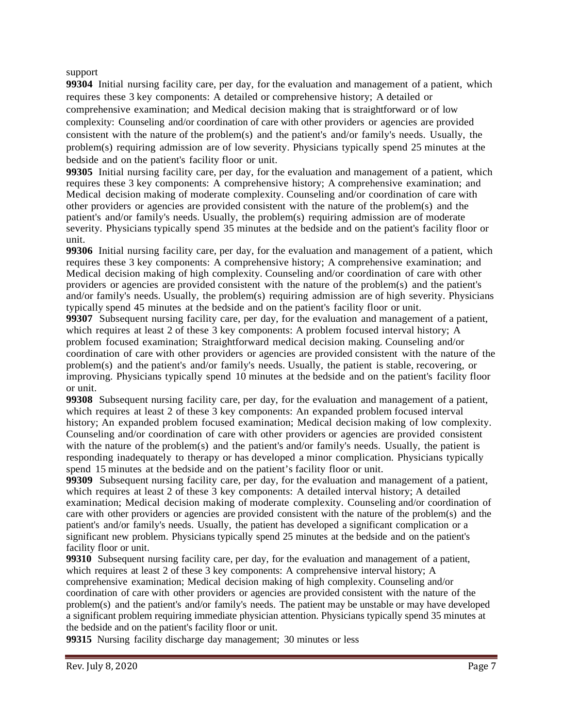support

**99304** Initial nursing facility care, per day, for the evaluation and management of a patient, which requires these 3 key components: A detailed or comprehensive history; A detailed or comprehensive examination; and Medical decision making that is straightforward or of low complexity: Counseling and/or coordination of care with other providers or agencies are provided consistent with the nature of the problem(s) and the patient's and/or family's needs. Usually, the problem(s) requiring admission are of low severity. Physicians typically spend 25 minutes at the bedside and on the patient's facility floor or unit.

**99305** Initial nursing facility care, per day, for the evaluation and management of a patient, which requires these 3 key components: A comprehensive history; A comprehensive examination; and Medical decision making of moderate complexity. Counseling and/or coordination of care with other providers or agencies are provided consistent with the nature of the problem(s) and the patient's and/or family's needs. Usually, the problem(s) requiring admission are of moderate severity. Physicians typically spend 35 minutes at the bedside and on the patient's facility floor or unit.

**99306** Initial nursing facility care, per day, for the evaluation and management of a patient, which requires these 3 key components: A comprehensive history; A comprehensive examination; and Medical decision making of high complexity. Counseling and/or coordination of care with other providers or agencies are provided consistent with the nature of the problem(s) and the patient's and/or family's needs. Usually, the problem(s) requiring admission are of high severity. Physicians typically spend 45 minutes at the bedside and on the patient's facility floor or unit.

**99307** Subsequent nursing facility care, per day, for the evaluation and management of a patient, which requires at least 2 of these 3 key components: A problem focused interval history; A problem focused examination; Straightforward medical decision making. Counseling and/or coordination of care with other providers or agencies are provided consistent with the nature of the problem(s) and the patient's and/or family's needs. Usually, the patient is stable, recovering, or improving. Physicians typically spend 10 minutes at the bedside and on the patient's facility floor or unit.

**99308** Subsequent nursing facility care, per day, for the evaluation and management of a patient, which requires at least 2 of these 3 key components: An expanded problem focused interval history; An expanded problem focused examination; Medical decision making of low complexity. Counseling and/or coordination of care with other providers or agencies are provided consistent with the nature of the problem(s) and the patient's and/or family's needs. Usually, the patient is responding inadequately to therapy or has developed a minor complication. Physicians typically spend 15 minutes at the bedside and on the patient's facility floor or unit.

**99309** Subsequent nursing facility care, per day, for the evaluation and management of a patient, which requires at least 2 of these 3 key components: A detailed interval history; A detailed examination; Medical decision making of moderate complexity. Counseling and/or coordination of care with other providers or agencies are provided consistent with the nature of the problem(s) and the patient's and/or family's needs. Usually, the patient has developed a significant complication or a significant new problem. Physicians typically spend 25 minutes at the bedside and on the patient's facility floor or unit.

**99310** Subsequent nursing facility care, per day, for the evaluation and management of a patient, which requires at least 2 of these 3 key components: A comprehensive interval history; A comprehensive examination; Medical decision making of high complexity. Counseling and/or coordination of care with other providers or agencies are provided consistent with the nature of the problem(s) and the patient's and/or family's needs. The patient may be unstable or may have developed a significant problem requiring immediate physician attention. Physicians typically spend 35 minutes at the bedside and on the patient's facility floor or unit.

**99315** Nursing facility discharge day management; 30 minutes or less

Rev. July 8, 2020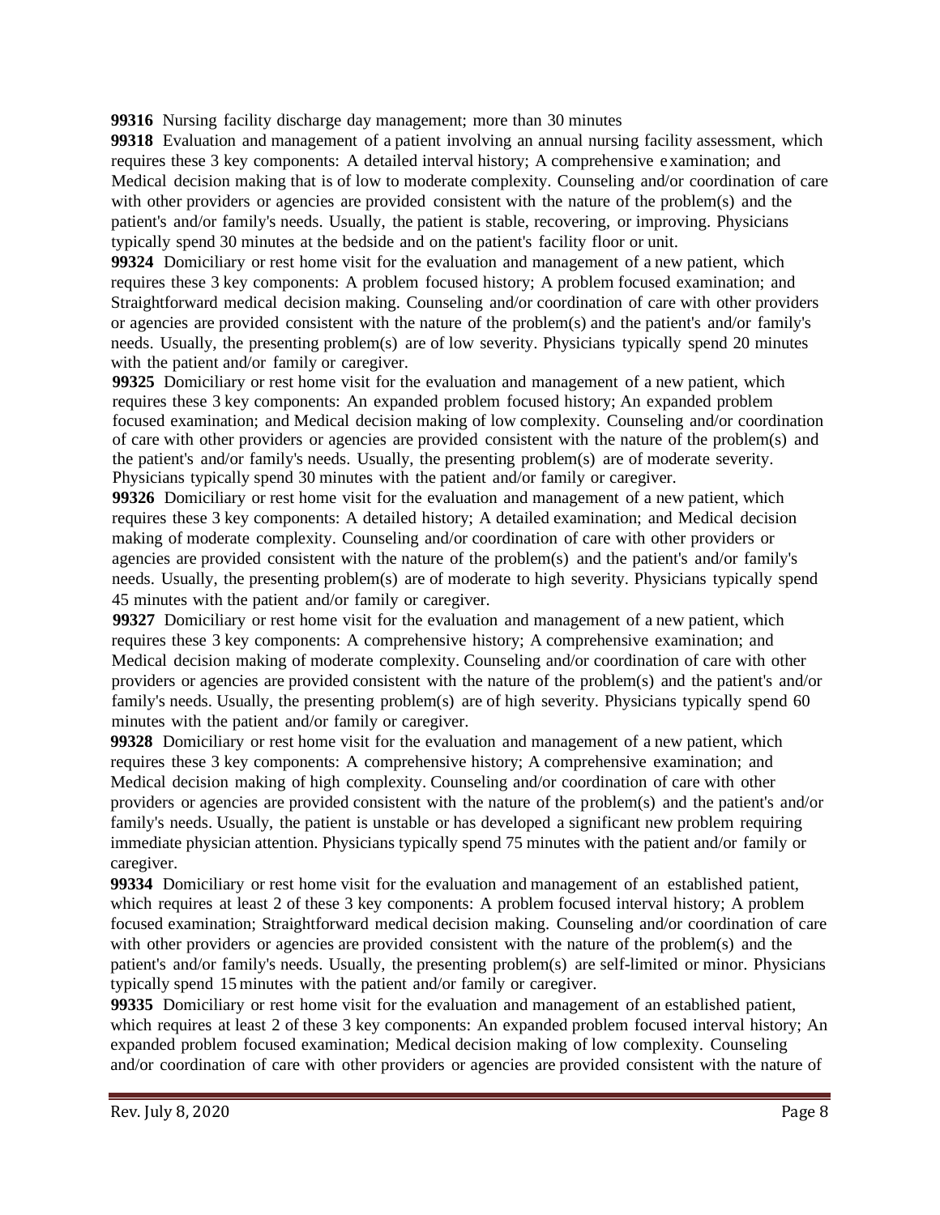**99316** Nursing facility discharge day management; more than 30 minutes

**99318** Evaluation and management of a patient involving an annual nursing facility assessment, which requires these 3 key components: A detailed interval history; A comprehensive examination; and Medical decision making that is of low to moderate complexity. Counseling and/or coordination of care with other providers or agencies are provided consistent with the nature of the problem(s) and the patient's and/or family's needs. Usually, the patient is stable, recovering, or improving. Physicians typically spend 30 minutes at the bedside and on the patient's facility floor or unit.

**99324** Domiciliary or rest home visit for the evaluation and management of a new patient, which requires these 3 key components: A problem focused history; A problem focused examination; and Straightforward medical decision making. Counseling and/or coordination of care with other providers or agencies are provided consistent with the nature of the problem(s) and the patient's and/or family's needs. Usually, the presenting problem(s) are of low severity. Physicians typically spend 20 minutes with the patient and/or family or caregiver.

**99325** Domiciliary or rest home visit for the evaluation and management of a new patient, which requires these 3 key components: An expanded problem focused history; An expanded problem focused examination; and Medical decision making of low complexity. Counseling and/or coordination of care with other providers or agencies are provided consistent with the nature of the problem(s) and the patient's and/or family's needs. Usually, the presenting problem(s) are of moderate severity. Physicians typically spend 30 minutes with the patient and/or family or caregiver.

**99326** Domiciliary or rest home visit for the evaluation and management of a new patient, which requires these 3 key components: A detailed history; A detailed examination; and Medical decision making of moderate complexity. Counseling and/or coordination of care with other providers or agencies are provided consistent with the nature of the problem(s) and the patient's and/or family's needs. Usually, the presenting problem(s) are of moderate to high severity. Physicians typically spend 45 minutes with the patient and/or family or caregiver.

**99327** Domiciliary or rest home visit for the evaluation and management of a new patient, which requires these 3 key components: A comprehensive history; A comprehensive examination; and Medical decision making of moderate complexity. Counseling and/or coordination of care with other providers or agencies are provided consistent with the nature of the problem(s) and the patient's and/or family's needs. Usually, the presenting problem(s) are of high severity. Physicians typically spend 60 minutes with the patient and/or family or caregiver.

**99328** Domiciliary or rest home visit for the evaluation and management of a new patient, which requires these 3 key components: A comprehensive history; A comprehensive examination; and Medical decision making of high complexity. Counseling and/or coordination of care with other providers or agencies are provided consistent with the nature of the problem(s) and the patient's and/or family's needs. Usually, the patient is unstable or has developed a significant new problem requiring immediate physician attention. Physicians typically spend 75 minutes with the patient and/or family or caregiver.

**99334** Domiciliary or rest home visit for the evaluation and management of an established patient, which requires at least 2 of these 3 key components: A problem focused interval history; A problem focused examination; Straightforward medical decision making. Counseling and/or coordination of care with other providers or agencies are provided consistent with the nature of the problem(s) and the patient's and/or family's needs. Usually, the presenting problem(s) are self-limited or minor. Physicians typically spend 15 minutes with the patient and/or family or caregiver.

**99335** Domiciliary or rest home visit for the evaluation and management of an established patient, which requires at least 2 of these 3 key components: An expanded problem focused interval history; An expanded problem focused examination; Medical decision making of low complexity. Counseling and/or coordination of care with other providers or agencies are provided consistent with the nature of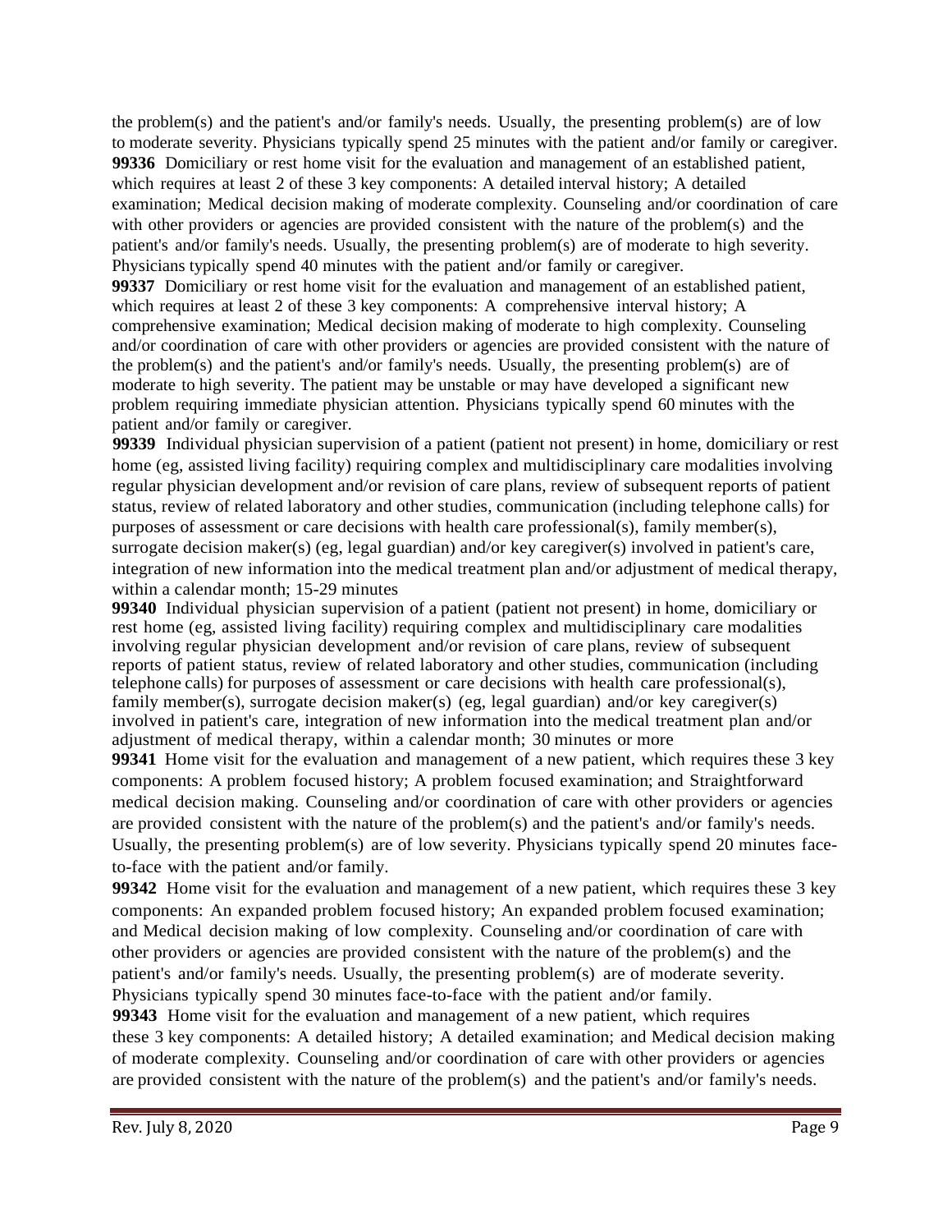the problem(s) and the patient's and/or family's needs. Usually, the presenting problem(s) are of low to moderate severity. Physicians typically spend 25 minutes with the patient and/or family or caregiver.

**99336** Domiciliary or rest home visit for the evaluation and management of an established patient, which requires at least 2 of these 3 key components: A detailed interval history; A detailed examination; Medical decision making of moderate complexity. Counseling and/or coordination of care with other providers or agencies are provided consistent with the nature of the problem(s) and the patient's and/or family's needs. Usually, the presenting problem(s) are of moderate to high severity. Physicians typically spend 40 minutes with the patient and/or family or caregiver.

**99337** Domiciliary or rest home visit for the evaluation and management of an established patient, which requires at least 2 of these 3 key components: A comprehensive interval history; A comprehensive examination; Medical decision making of moderate to high complexity. Counseling and/or coordination of care with other providers or agencies are provided consistent with the nature of the problem(s) and the patient's and/or family's needs. Usually, the presenting problem(s) are of moderate to high severity. The patient may be unstable or may have developed a significant new problem requiring immediate physician attention. Physicians typically spend 60 minutes with the patient and/or family or caregiver.

**99339** Individual physician supervision of a patient (patient not present) in home, domiciliary or rest home (eg, assisted living facility) requiring complex and multidisciplinary care modalities involving regular physician development and/or revision of care plans, review of subsequent reports of patient status, review of related laboratory and other studies, communication (including telephone calls) for purposes of assessment or care decisions with health care professional(s), family member(s), surrogate decision maker(s) (eg, legal guardian) and/or key caregiver(s) involved in patient's care, integration of new information into the medical treatment plan and/or adjustment of medical therapy, within a calendar month; 15-29 minutes

**99340** Individual physician supervision of a patient (patient not present) in home, domiciliary or rest home (eg, assisted living facility) requiring complex and multidisciplinary care modalities involving regular physician development and/or revision of care plans, review of subsequent reports of patient status, review of related laboratory and other studies, communication (including telephone calls) for purposes of assessment or care decisions with health care professional(s), family member(s), surrogate decision maker(s) (eg, legal guardian) and/or key caregiver(s) involved in patient's care, integration of new information into the medical treatment plan and/or adjustment of medical therapy, within a calendar month; 30 minutes or more

**99341** Home visit for the evaluation and management of a new patient, which requires these 3 key components: A problem focused history; A problem focused examination; and Straightforward medical decision making. Counseling and/or coordination of care with other providers or agencies are provided consistent with the nature of the problem(s) and the patient's and/or family's needs. Usually, the presenting problem(s) are of low severity. Physicians typically spend 20 minutes face-to-face with the patient and/or family.

**99342** Home visit for the evaluation and management of a new patient, which requires these 3 key components: An expanded problem focused history; An expanded problem focused examination; and Medical decision making of low complexity. Counseling and/or coordination of care with other providers or agencies are provided consistent with the nature of the problem(s) and the patient's and/or family's needs. Usually, the presenting problem(s) are of moderate severity. Physicians typically spend 30 minutes face-to-face with the patient and/or family.

**99343** Home visit for the evaluation and management of a new patient, which requires these 3 key components: A detailed history; A detailed examination; and Medical decision making of moderate complexity. Counseling and/or coordination of care with other providers or agencies are provided consistent with the nature of the problem(s) and the patient's and/or family's needs.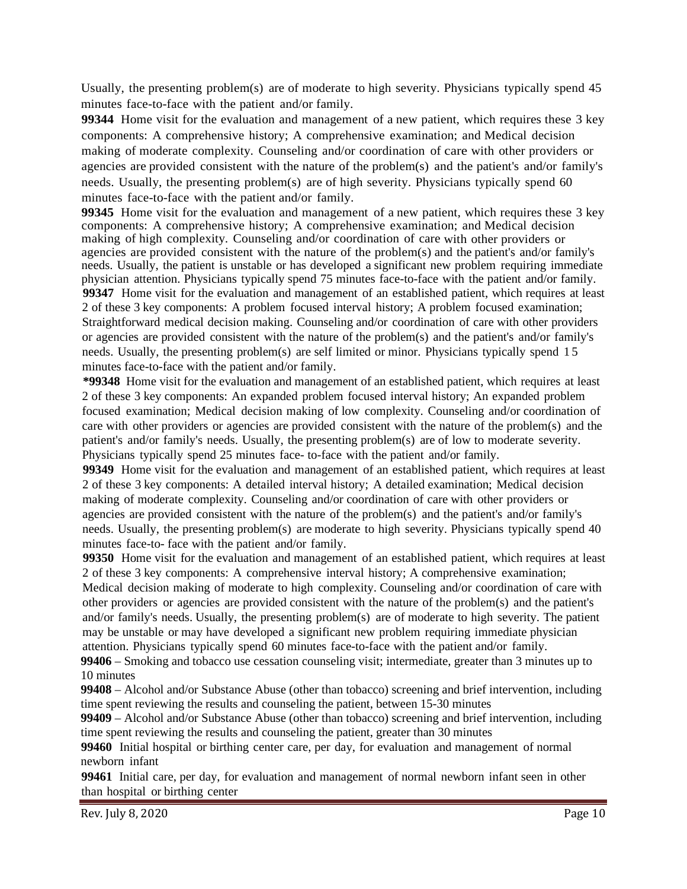Usually, the presenting problem(s) are of moderate to high severity. Physicians typically spend 45 minutes face-to-face with the patient and/or family.

**99344** Home visit for the evaluation and management of a new patient, which requires these 3 key components: A comprehensive history; A comprehensive examination; and Medical decision making of moderate complexity. Counseling and/or coordination of care with other providers or agencies are provided consistent with the nature of the problem(s) and the patient's and/or family's needs. Usually, the presenting problem(s) are of high severity. Physicians typically spend 60 minutes face-to-face with the patient and/or family.

**99345** Home visit for the evaluation and management of a new patient, which requires these 3 key components: A comprehensive history; A comprehensive examination; and Medical decision making of high complexity. Counseling and/or coordination of care with other providers or agencies are provided consistent with the nature of the problem(s) and the patient's and/or family's needs. Usually, the patient is unstable or has developed a significant new problem requiring immediate physician attention. Physicians typically spend 75 minutes face-to-face with the patient and/or family.

**99347** Home visit for the evaluation and management of an established patient, which requires at least 2 of these 3 key components: A problem focused interval history; A problem focused examination; Straightforward medical decision making. Counseling and/or coordination of care with other providers or agencies are provided consistent with the nature of the problem(s) and the patient's and/or family's needs. Usually, the presenting problem(s) are self limited or minor. Physicians typically spend 15 minutes face-to-face with the patient and/or family.

**\*99348** Home visit for the evaluation and management of an established patient, which requires at least 2 of these 3 key components: An expanded problem focused interval history; An expanded problem focused examination; Medical decision making of low complexity. Counseling and/or coordination of care with other providers or agencies are provided consistent with the nature of the problem(s) and the patient's and/or family's needs. Usually, the presenting problem(s) are of low to moderate severity. Physicians typically spend 25 minutes face- to-face with the patient and/or family.

**99349** Home visit for the evaluation and management of an established patient, which requires at least 2 of these 3 key components: A detailed interval history; A detailed examination; Medical decision making of moderate complexity. Counseling and/or coordination of care with other providers or agencies are provided consistent with the nature of the problem(s) and the patient's and/or family's needs. Usually, the presenting problem(s) are moderate to high severity. Physicians typically spend 40 minutes face-to- face with the patient and/or family.

**99350** Home visit for the evaluation and management of an established patient, which requires at least 2 of these 3 key components: A comprehensive interval history; A comprehensive examination; Medical decision making of moderate to high complexity. Counseling and/or coordination of care with other providers or agencies are provided consistent with the nature of the problem(s) and the patient's and/or family's needs. Usually, the presenting problem(s) are of moderate to high severity. The patient may be unstable or may have developed a significant new problem requiring immediate physician attention. Physicians typically spend 60 minutes face-to-face with the patient and/or family.

**99406** – Smoking and tobacco use cessation counseling visit; intermediate, greater than 3 minutes up to 10 minutes

**99408** – Alcohol and/or Substance Abuse (other than tobacco) screening and brief intervention, including time spent reviewing the results and counseling the patient, between 15-30 minutes

**99409** – Alcohol and/or Substance Abuse (other than tobacco) screening and brief intervention, including time spent reviewing the results and counseling the patient, greater than 30 minutes

**99460** Initial hospital or birthing center care, per day, for evaluation and management of normal newborn infant

**99461** Initial care, per day, for evaluation and management of normal newborn infant seen in other than hospital or birthing center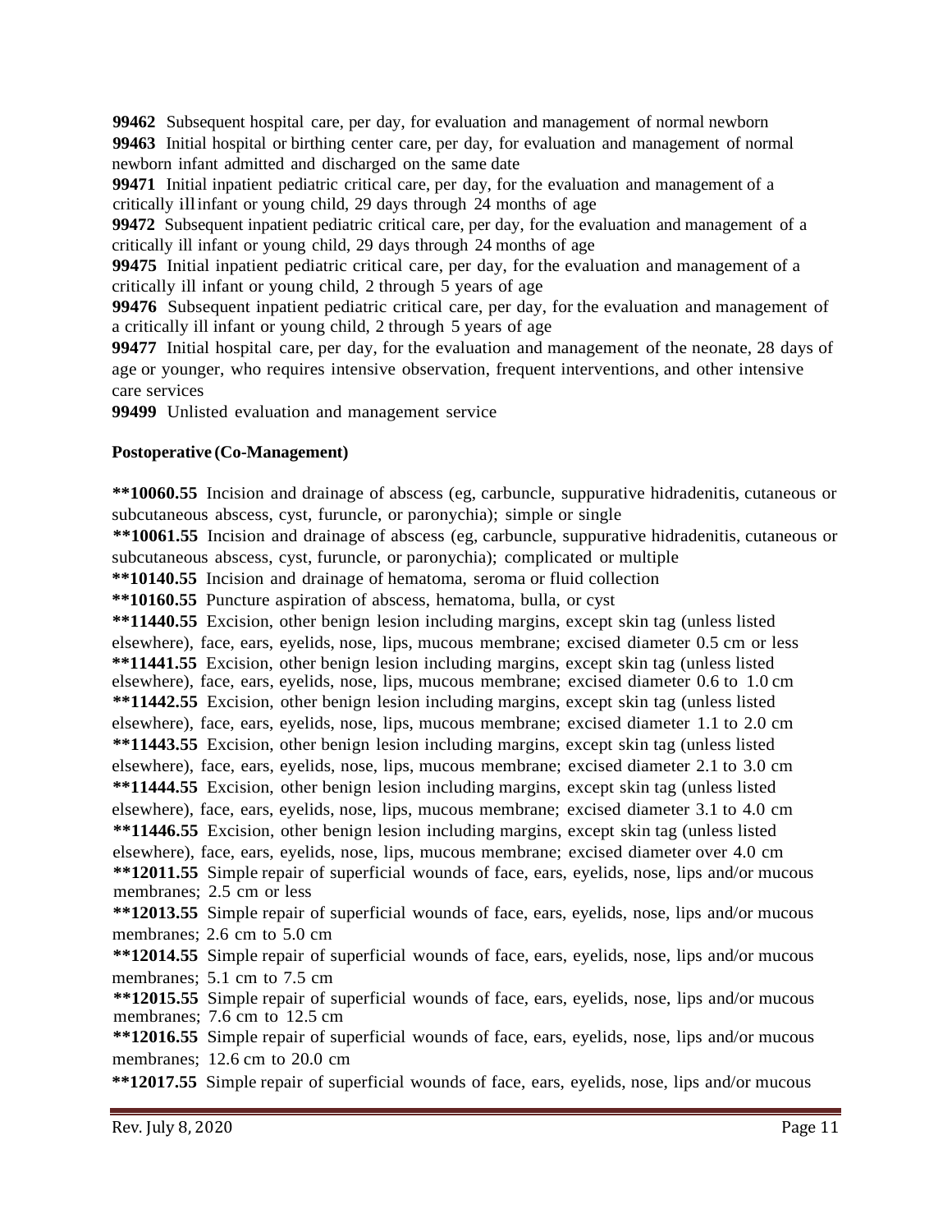**99462** Subsequent hospital care, per day, for evaluation and management of normal newborn

**99463** Initial hospital or birthing center care, per day, for evaluation and management of normal newborn infant admitted and discharged on the same date

**99471** Initial inpatient pediatric critical care, per day, for the evaluation and management of a critically ill infant or young child, 29 days through 24 months of age

**99472** Subsequent inpatient pediatric critical care, per day, for the evaluation and management of a critically ill infant or young child, 29 days through 24 months of age

**99475** Initial inpatient pediatric critical care, per day, for the evaluation and management of a critically ill infant or young child, 2 through 5 years of age

**99476** Subsequent inpatient pediatric critical care, per day, for the evaluation and management of a critically ill infant or young child, 2 through 5 years of age

**99477** Initial hospital care, per day, for the evaluation and management of the neonate, 28 days of age or younger, who requires intensive observation, frequent interventions, and other intensive care services

**99499** Unlisted evaluation and management service

**Postoperative (Co-Management)**

**\*\*10060.55** Incision and drainage of abscess (eg, carbuncle, suppurative hidradenitis, cutaneous or subcutaneous abscess, cyst, furuncle, or paronychia); simple or single

**\*\*10061.55** Incision and drainage of abscess (eg, carbuncle, suppurative hidradenitis, cutaneous or subcutaneous abscess, cyst, furuncle, or paronychia); complicated or multiple

**\*\*10140.55** Incision and drainage of hematoma, seroma or fluid collection

**\*\*10160.55** Puncture aspiration of abscess, hematoma, bulla, or cyst

**\*\*11440.55** Excision, other benign lesion including margins, except skin tag (unless listed elsewhere), face, ears, eyelids, nose, lips, mucous membrane; excised diameter 0.5 cm or less

**\*\*11441.55** Excision, other benign lesion including margins, except skin tag (unless listed elsewhere), face, ears, eyelids, nose, lips, mucous membrane; excised diameter 0.6 to 1.0 cm

**\*\*11442.55** Excision, other benign lesion including margins, except skin tag (unless listed elsewhere), face, ears, eyelids, nose, lips, mucous membrane; excised diameter 1.1 to 2.0 cm

**\*\*11443.55** Excision, other benign lesion including margins, except skin tag (unless listed elsewhere), face, ears, eyelids, nose, lips, mucous membrane; excised diameter 2.1 to 3.0 cm

**\*\*11444.55** Excision, other benign lesion including margins, except skin tag (unless listed elsewhere), face, ears, eyelids, nose, lips, mucous membrane; excised diameter 3.1 to 4.0 cm

**\*\*11446.55** Excision, other benign lesion including margins, except skin tag (unless listed elsewhere), face, ears, eyelids, nose, lips, mucous membrane; excised diameter over 4.0 cm

**\*\*12011.55** Simple repair of superficial wounds of face, ears, eyelids, nose, lips and/or mucous membranes; 2.5 cm or less

**\*\*12013.55** Simple repair of superficial wounds of face, ears, eyelids, nose, lips and/or mucous membranes; 2.6 cm to 5.0 cm

**\*\*12014.55** Simple repair of superficial wounds of face, ears, eyelids, nose, lips and/or mucous membranes; 5.1 cm to 7.5 cm

**\*\*12015.55** Simple repair of superficial wounds of face, ears, eyelids, nose, lips and/or mucous membranes; 7.6 cm to 12.5 cm

**\*\*12016.55** Simple repair of superficial wounds of face, ears, eyelids, nose, lips and/or mucous membranes; 12.6 cm to 20.0 cm

**\*\*12017.55** Simple repair of superficial wounds of face, ears, eyelids, nose, lips and/or mucous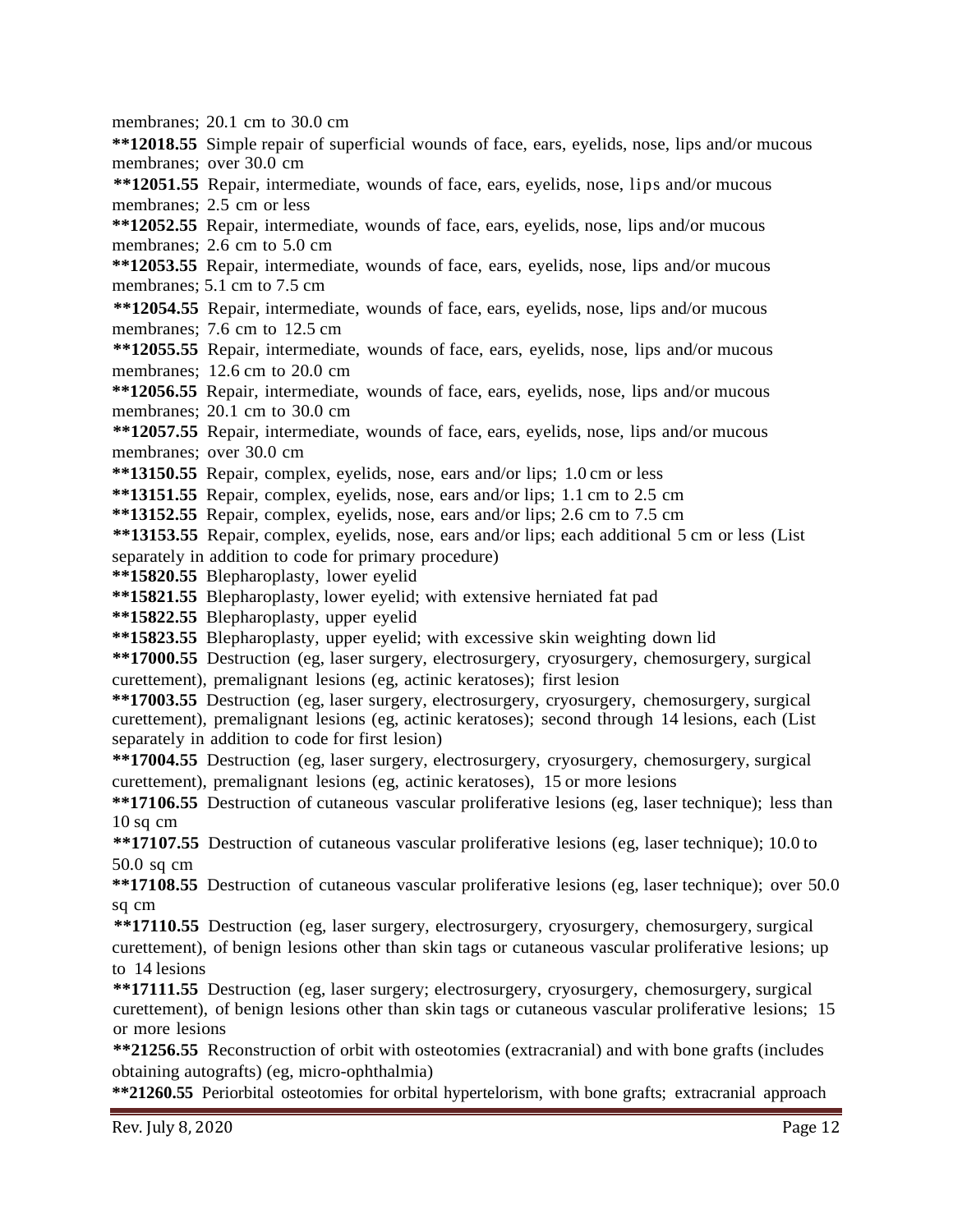membranes; 20.1 cm to 30.0 cm

**12018.55** Simple repair of superficial wounds of face, ears, eyelids, nose, lips and/or mucous membranes; over 30.0 cm

**12051.55** Repair, intermediate, wounds of face, ears, eyelids, nose, lips and/or mucous membranes; 2.5 cm or less

**12052.55** Repair, intermediate, wounds of face, ears, eyelids, nose, lips and/or mucous membranes; 2.6 cm to 5.0 cm

**12053.55** Repair, intermediate, wounds of face, ears, eyelids, nose, lips and/or mucous membranes; 5.1 cm to 7.5 cm

**12054.55** Repair, intermediate, wounds of face, ears, eyelids, nose, lips and/or mucous membranes; 7.6 cm to 12.5 cm

**12055.55** Repair, intermediate, wounds of face, ears, eyelids, nose, lips and/or mucous membranes; 12.6 cm to 20.0 cm

**12056.55** Repair, intermediate, wounds of face, ears, eyelids, nose, lips and/or mucous membranes; 20.1 cm to 30.0 cm

**12057.55** Repair, intermediate, wounds of face, ears, eyelids, nose, lips and/or mucous membranes; over 30.0 cm

**13150.55** Repair, complex, eyelids, nose, ears and/or lips; 1.0 cm or less

**13151.55** Repair, complex, eyelids, nose, ears and/or lips; 1.1 cm to 2.5 cm

**13152.55** Repair, complex, eyelids, nose, ears and/or lips; 2.6 cm to 7.5 cm

**13153.55** Repair, complex, eyelids, nose, ears and/or lips; each additional 5 cm or less (List separately in addition to code for primary procedure)

**15820.55** Blepharoplasty, lower eyelid

**15821.55** Blepharoplasty, lower eyelid; with extensive herniated fat pad

**15822.55** Blepharoplasty, upper eyelid

**15823.55** Blepharoplasty, upper eyelid; with excessive skin weighting down lid

**17000.55** Destruction (eg, laser surgery, electrosurgery, cryosurgery, chemosurgery, surgical curettement), premalignant lesions (eg, actinic keratoses); first lesion

**17003.55** Destruction (eg, laser surgery, electrosurgery, cryosurgery, chemosurgery, surgical curettement), premalignant lesions (eg, actinic keratoses); second through 14 lesions, each (List separately in addition to code for first lesion)

**17004.55** Destruction (eg, laser surgery, electrosurgery, cryosurgery, chemosurgery, surgical curettement), premalignant lesions (eg, actinic keratoses), 15 or more lesions

**17106.55** Destruction of cutaneous vascular proliferative lesions (eg, laser technique); less than 10 sq cm

**17107.55** Destruction of cutaneous vascular proliferative lesions (eg, laser technique); 10.0 to 50.0 sq cm

**17108.55** Destruction of cutaneous vascular proliferative lesions (eg, laser technique); over 50.0 sq cm

**17110.55** Destruction (eg, laser surgery, electrosurgery, cryosurgery, chemosurgery, surgical curettement), of benign lesions other than skin tags or cutaneous vascular proliferative lesions; up to 14 lesions

**17111.55** Destruction (eg, laser surgery; electrosurgery, cryosurgery, chemosurgery, surgical curettement), of benign lesions other than skin tags or cutaneous vascular proliferative lesions; 15 or more lesions

**21256.55** Reconstruction of orbit with osteotomies (extracranial) and with bone grafts (includes obtaining autografts) (eg, micro-ophthalmia)

**21260.55** Periorbital osteotomies for orbital hypertelorism, with bone grafts; extracranial approach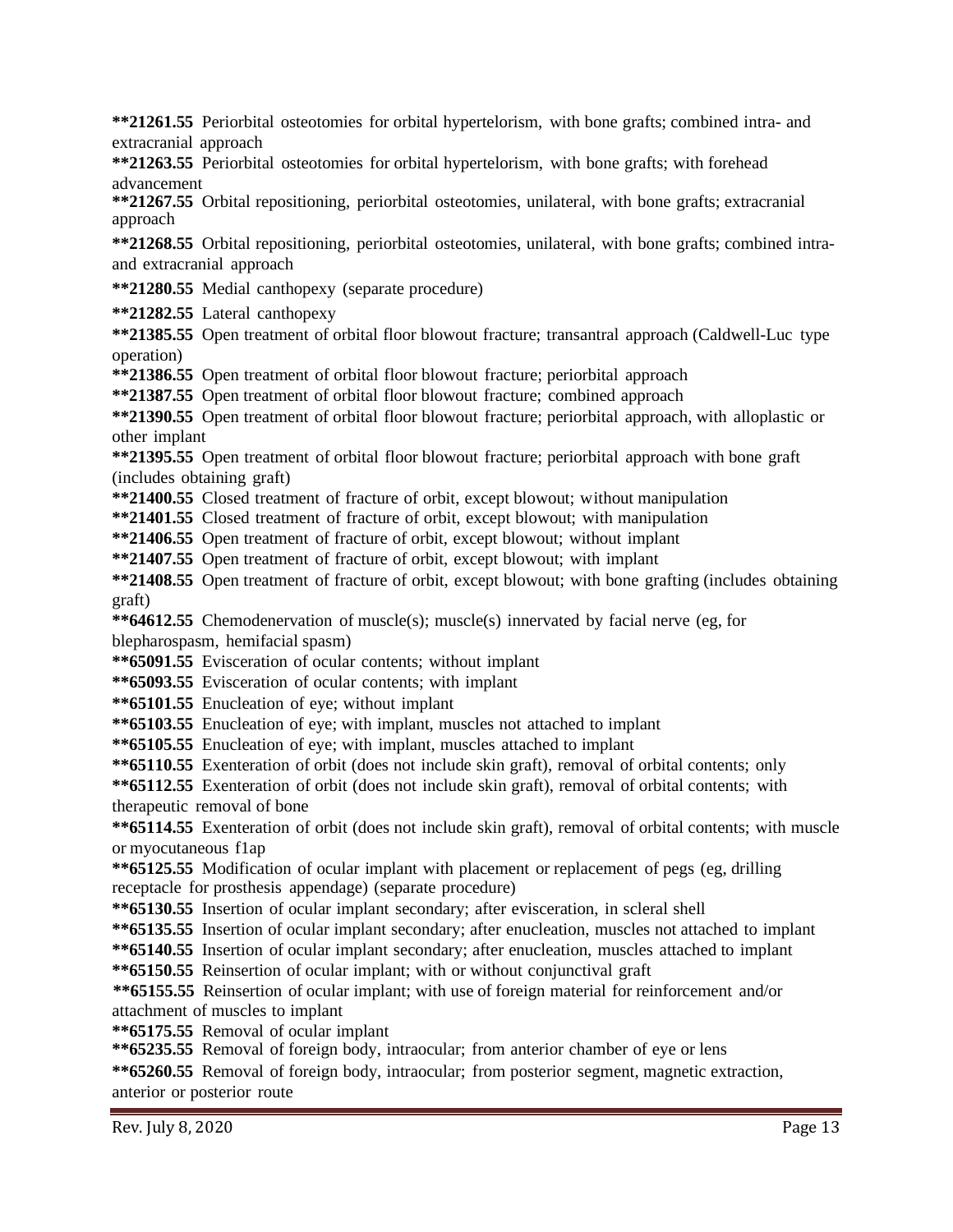**\*\*21261.55** Periorbital osteotomies for orbital hypertelorism, with bone grafts; combined intra- and extracranial approach

**\*\*21263.55** Periorbital osteotomies for orbital hypertelorism, with bone grafts; with forehead advancement

**\*\*21267.55** Orbital repositioning, periorbital osteotomies, unilateral, with bone grafts; extracranial approach

**\*\*21268.55** Orbital repositioning, periorbital osteotomies, unilateral, with bone grafts; combined intra- and extracranial approach

**\*\*21280.55** Medial canthopexy (separate procedure)

**\*\*21282.55** Lateral canthopexy

**\*\*21385.55** Open treatment of orbital floor blowout fracture; transantral approach (Caldwell-Luc type operation)

**\*\*21386.55** Open treatment of orbital floor blowout fracture; periorbital approach

**\*\*21387.55** Open treatment of orbital floor blowout fracture; combined approach

**\*\*21390.55** Open treatment of orbital floor blowout fracture; periorbital approach, with alloplastic or other implant

**\*\*21395.55** Open treatment of orbital floor blowout fracture; periorbital approach with bone graft (includes obtaining graft)

**\*\*21400.55** Closed treatment of fracture of orbit, except blowout; without manipulation

**\*\*21401.55** Closed treatment of fracture of orbit, except blowout; with manipulation

**\*\*21406.55** Open treatment of fracture of orbit, except blowout; without implant

**\*\*21407.55** Open treatment of fracture of orbit, except blowout; with implant

**\*\*21408.55** Open treatment of fracture of orbit, except blowout; with bone grafting (includes obtaining graft)

**\*\*64612.55** Chemodenervation of muscle(s); muscle(s) innervated by facial nerve (eg, for blepharospasm, hemifacial spasm)

**\*\*65091.55** Evisceration of ocular contents; without implant

**\*\*65093.55** Evisceration of ocular contents; with implant

**\*\*65101.55** Enucleation of eye; without implant

**\*\*65103.55** Enucleation of eye; with implant, muscles not attached to implant

**\*\*65105.55** Enucleation of eye; with implant, muscles attached to implant

**\*\*65110.55** Exenteration of orbit (does not include skin graft), removal of orbital contents; only

**\*\*65112.55** Exenteration of orbit (does not include skin graft), removal of orbital contents; with therapeutic removal of bone

**\*\*65114.55** Exenteration of orbit (does not include skin graft), removal of orbital contents; with muscle or myocutaneous f1ap

**\*\*65125.55** Modification of ocular implant with placement or replacement of pegs (eg, drilling receptacle for prosthesis appendage) (separate procedure)

**\*\*65130.55** Insertion of ocular implant secondary; after evisceration, in scleral shell

**\*\*65135.55** Insertion of ocular implant secondary; after enucleation, muscles not attached to implant

**\*\*65140.55** Insertion of ocular implant secondary; after enucleation, muscles attached to implant

**\*\*65150.55** Reinsertion of ocular implant; with or without conjunctival graft

**\*\*65155.55** Reinsertion of ocular implant; with use of foreign material for reinforcement and/or attachment of muscles to implant

**\*\*65175.55** Removal of ocular implant

**\*\*65235.55** Removal of foreign body, intraocular; from anterior chamber of eye or lens

**\*\*65260.55** Removal of foreign body, intraocular; from posterior segment, magnetic extraction, anterior or posterior route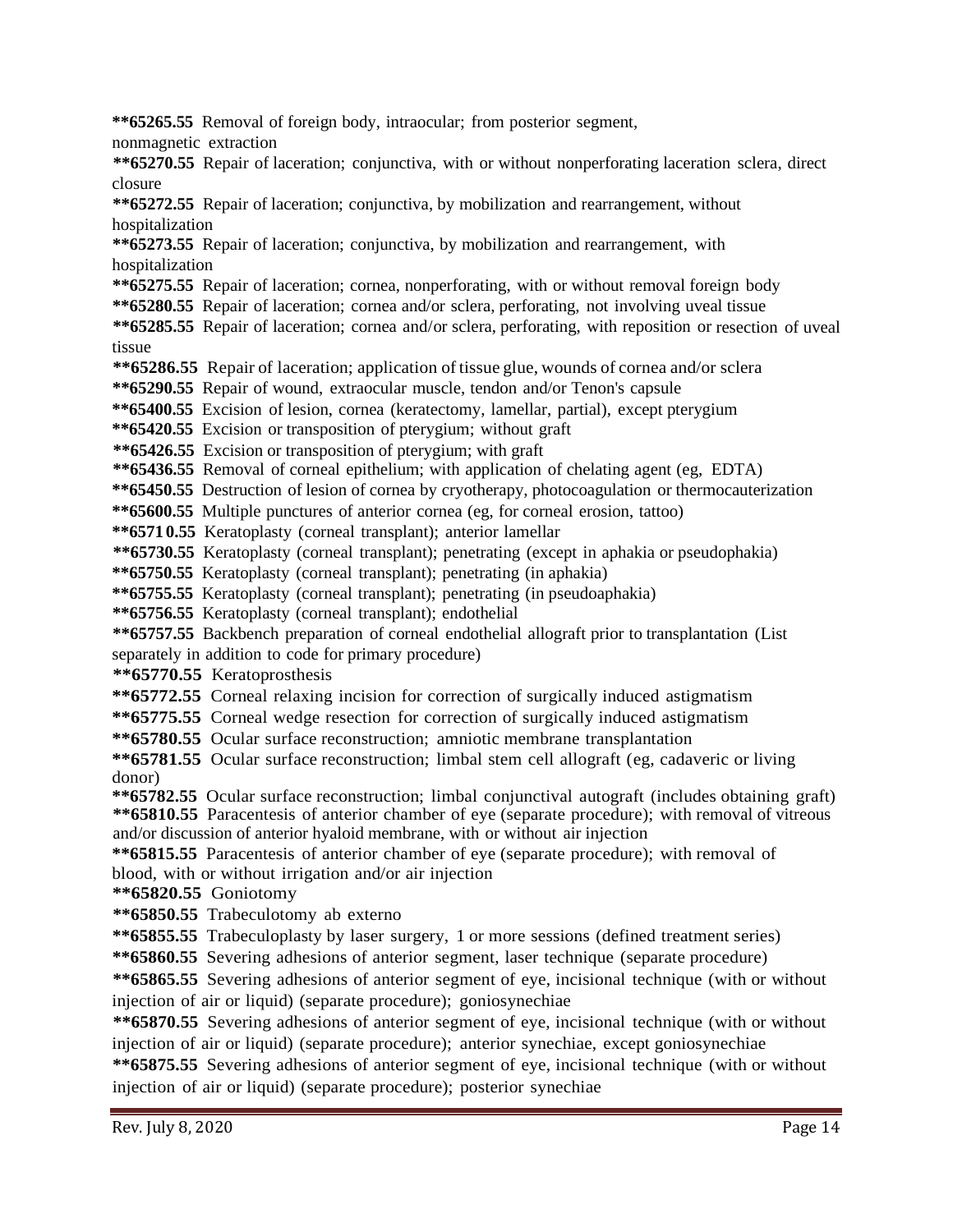**65265.55 Removal of foreign body, intraocular; from posterior segment, nonmagnetic extraction

**65270.55 Repair of laceration; conjunctiva, with or without nonperforating laceration sclera, direct closure

**65272.55 Repair of laceration; conjunctiva, by mobilization and rearrangement, without hospitalization

**65273.55 Repair of laceration; conjunctiva, by mobilization and rearrangement, with hospitalization

**65275.55 Repair of laceration; cornea, nonperforating, with or without removal foreign body

**65280.55 Repair of laceration; cornea and/or sclera, perforating, not involving uveal tissue

**65285.55 Repair of laceration; cornea and/or sclera, perforating, with reposition or resection of uveal tissue

**65286.55 Repair of laceration; application of tissue glue, wounds of cornea and/or sclera

**65290.55 Repair of wound, extraocular muscle, tendon and/or Tenon's capsule

**65400.55 Excision of lesion, cornea (keratectomy, lamellar, partial), except pterygium

**65420.55 Excision or transposition of pterygium; without graft

**65426.55 Excision or transposition of pterygium; with graft

**65436.55 Removal of corneal epithelium; with application of chelating agent (eg, EDTA)

**65450.55 Destruction of lesion of cornea by cryotherapy, photocoagulation or thermocauterization

**65600.55 Multiple punctures of anterior cornea (eg, for corneal erosion, tattoo)

**65710.55 Keratoplasty (corneal transplant); anterior lamellar

**65730.55 Keratoplasty (corneal transplant); penetrating (except in aphakia or pseudophakia)

**65750.55 Keratoplasty (corneal transplant); penetrating (in aphakia)

**65755.55 Keratoplasty (corneal transplant); penetrating (in pseudoaphakia)

**65756.55 Keratoplasty (corneal transplant); endothelial

**65757.55 Backbench preparation of corneal endothelial allograft prior to transplantation (List separately in addition to code for primary procedure)

**65770.55 Keratoprosthesis

**65772.55 Corneal relaxing incision for correction of surgically induced astigmatism

**65775.55 Corneal wedge resection for correction of surgically induced astigmatism

**65780.55 Ocular surface reconstruction; amniotic membrane transplantation

**65781.55 Ocular surface reconstruction; limbal stem cell allograft (eg, cadaveric or living donor)

**65782.55 Ocular surface reconstruction; limbal conjunctival autograft (includes obtaining graft)

**65810.55 Paracentesis of anterior chamber of eye (separate procedure); with removal of vitreous and/or discussion of anterior hyaloid membrane, with or without air injection

**65815.55 Paracentesis of anterior chamber of eye (separate procedure); with removal of blood, with or without irrigation and/or air injection

**65820.55 Goniotomy

**65850.55 Trabeculotomy ab externo

**65855.55 Trabeculoplasty by laser surgery, 1 or more sessions (defined treatment series)

**65860.55 Severing adhesions of anterior segment, laser technique (separate procedure)

**65865.55 Severing adhesions of anterior segment of eye, incisional technique (with or without injection of air or liquid) (separate procedure); goniosynechiae

**65870.55 Severing adhesions of anterior segment of eye, incisional technique (with or without injection of air or liquid) (separate procedure); anterior synechiae, except goniosynechiae

**65875.55 Severing adhesions of anterior segment of eye, incisional technique (with or without injection of air or liquid) (separate procedure); posterior synechiae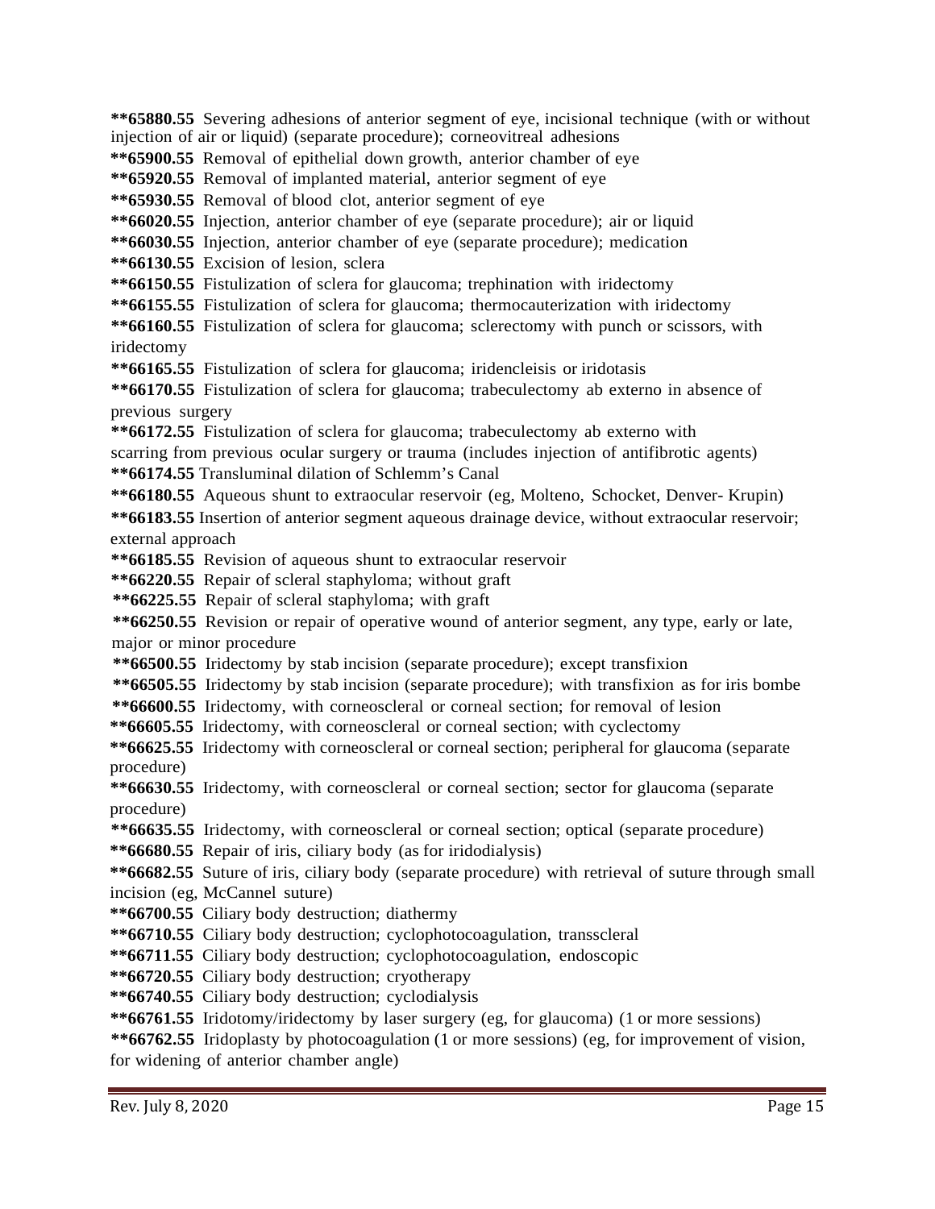**\*\*65880.55** Severing adhesions of anterior segment of eye, incisional technique (with or without injection of air or liquid) (separate procedure); corneovitreal adhesions

**\*\*65900.55** Removal of epithelial down growth, anterior chamber of eye

**\*\*65920.55** Removal of implanted material, anterior segment of eye

**\*\*65930.55** Removal of blood clot, anterior segment of eye

**\*\*66020.55** Injection, anterior chamber of eye (separate procedure); air or liquid

**\*\*66030.55** Injection, anterior chamber of eye (separate procedure); medication

**\*\*66130.55** Excision of lesion, sclera

**\*\*66150.55** Fistulization of sclera for glaucoma; trephination with iridectomy

**\*\*66155.55** Fistulization of sclera for glaucoma; thermocauterization with iridectomy

**\*\*66160.55** Fistulization of sclera for glaucoma; sclerectomy with punch or scissors, with iridectomy

**\*\*66165.55** Fistulization of sclera for glaucoma; iridencleisis or iridotasis

**\*\*66170.55** Fistulization of sclera for glaucoma; trabeculectomy ab externo in absence of previous surgery

**\*\*66172.55** Fistulization of sclera for glaucoma; trabeculectomy ab externo with scarring from previous ocular surgery or trauma (includes injection of antifibrotic agents)

**\*\*66174.55** Transluminal dilation of Schlemm's Canal

**\*\*66180.55** Aqueous shunt to extraocular reservoir (eg, Molteno, Schocket, Denver- Krupin)

**\*\*66183.55** Insertion of anterior segment aqueous drainage device, without extraocular reservoir; external approach

**\*\*66185.55** Revision of aqueous shunt to extraocular reservoir

**\*\*66220.55** Repair of scleral staphyloma; without graft

**\*\*66225.55** Repair of scleral staphyloma; with graft

**\*\*66250.55** Revision or repair of operative wound of anterior segment, any type, early or late, major or minor procedure

**\*\*66500.55** Iridectomy by stab incision (separate procedure); except transfixion

**\*\*66505.55** Iridectomy by stab incision (separate procedure); with transfixion as for iris bombe

**\*\*66600.55** Iridectomy, with corneoscleral or corneal section; for removal of lesion

**\*\*66605.55** Iridectomy, with corneoscleral or corneal section; with cyclectomy

**\*\*66625.55** Iridectomy with corneoscleral or corneal section; peripheral for glaucoma (separate procedure)

**\*\*66630.55** Iridectomy, with corneoscleral or corneal section; sector for glaucoma (separate procedure)

**\*\*66635.55** Iridectomy, with corneoscleral or corneal section; optical (separate procedure)

**\*\*66680.55** Repair of iris, ciliary body (as for iridodialysis)

**\*\*66682.55** Suture of iris, ciliary body (separate procedure) with retrieval of suture through small incision (eg, McCannel suture)

**\*\*66700.55** Ciliary body destruction; diathermy

**\*\*66710.55** Ciliary body destruction; cyclophotocoagulation, transscleral

**\*\*66711.55** Ciliary body destruction; cyclophotocoagulation, endoscopic

**\*\*66720.55** Ciliary body destruction; cryotherapy

**\*\*66740.55** Ciliary body destruction; cyclodialysis

**\*\*66761.55** Iridotomy/iridectomy by laser surgery (eg, for glaucoma) (1 or more sessions)

**\*\*66762.55** Iridoplasty by photocoagulation (1 or more sessions) (eg, for improvement of vision, for widening of anterior chamber angle)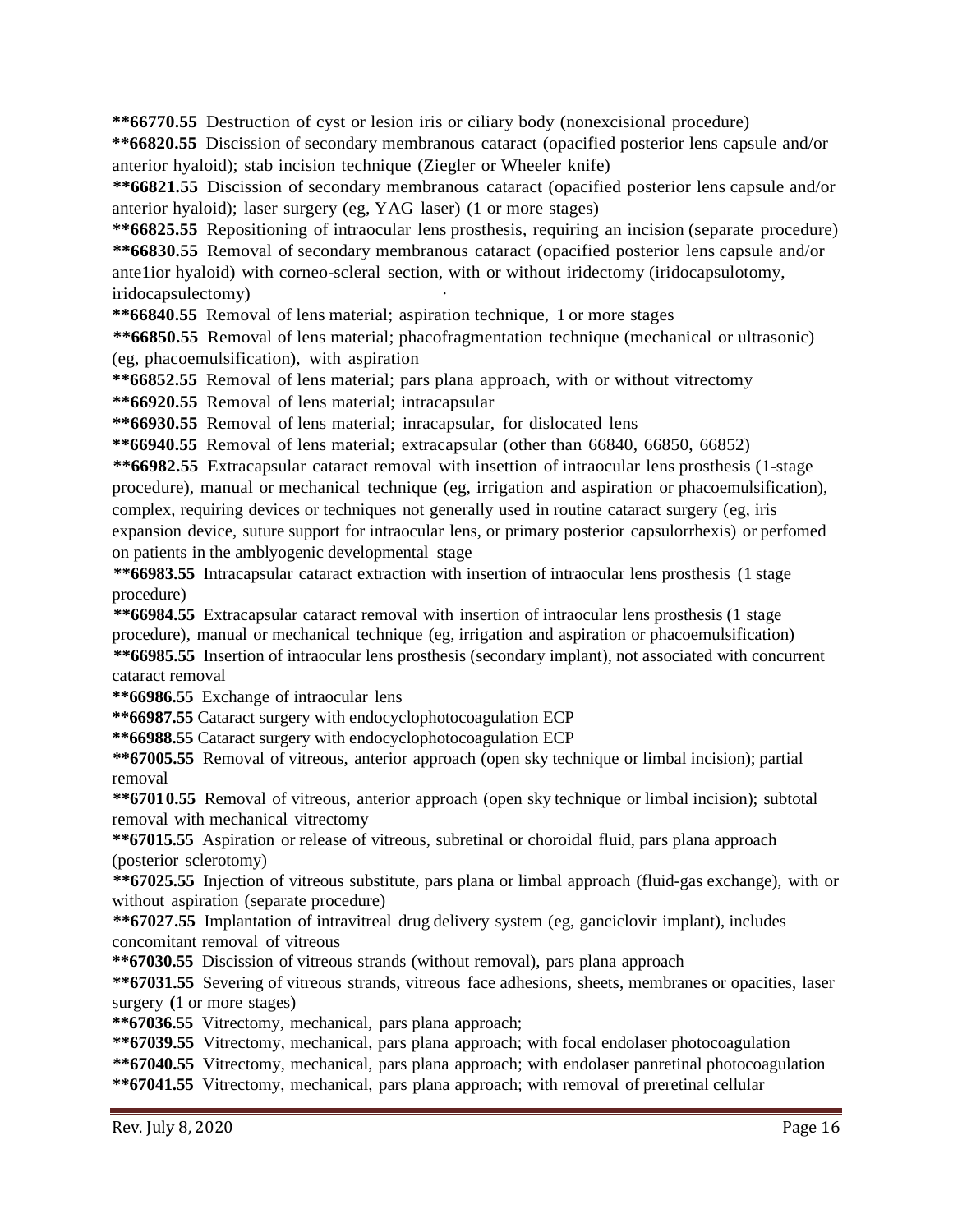**\*\*66770.55** Destruction of cyst or lesion iris or ciliary body (nonexcisional procedure)

**\*\*66820.55** Discission of secondary membranous cataract (opacified posterior lens capsule and/or anterior hyaloid); stab incision technique (Ziegler or Wheeler knife)

**\*\*66821.55** Discission of secondary membranous cataract (opacified posterior lens capsule and/or anterior hyaloid); laser surgery (eg, YAG laser) (1 or more stages)

**\*\*66825.55** Repositioning of intraocular lens prosthesis, requiring an incision (separate procedure)

**\*\*66830.55** Removal of secondary membranous cataract (opacified posterior lens capsule and/or ante1ior hyaloid) with corneo-scleral section, with or without iridectomy (iridocapsulotomy, iridocapsulectomy)

**\*\*66840.55** Removal of lens material; aspiration technique, 1 or more stages

**\*\*66850.55** Removal of lens material; phacofragmentation technique (mechanical or ultrasonic) (eg, phacoemulsification), with aspiration

**\*\*66852.55** Removal of lens material; pars plana approach, with or without vitrectomy

**\*\*66920.55** Removal of lens material; intracapsular

**\*\*66930.55** Removal of lens material; inracapsular, for dislocated lens

**\*\*66940.55** Removal of lens material; extracapsular (other than 66840, 66850, 66852)

**\*\*66982.55** Extracapsular cataract removal with insettion of intraocular lens prosthesis (1-stage procedure), manual or mechanical technique (eg, irrigation and aspiration or phacoemulsification), complex, requiring devices or techniques not generally used in routine cataract surgery (eg, iris expansion device, suture support for intraocular lens, or primary posterior capsulorrhexis) or perfomed on patients in the amblyogenic developmental stage

**\*\*66983.55** Intracapsular cataract extraction with insertion of intraocular lens prosthesis (1 stage procedure)

**\*\*66984.55** Extracapsular cataract removal with insertion of intraocular lens prosthesis (1 stage procedure), manual or mechanical technique (eg, irrigation and aspiration or phacoemulsification)

**\*\*66985.55** Insertion of intraocular lens prosthesis (secondary implant), not associated with concurrent cataract removal

**\*\*66986.55** Exchange of intraocular lens

**\*\*66987.55** Cataract surgery with endocyclophotocoagulation ECP

**\*\*66988.55** Cataract surgery with endocyclophotocoagulation ECP

**\*\*67005.55** Removal of vitreous, anterior approach (open sky technique or limbal incision); partial removal

**\*\*67010.55** Removal of vitreous, anterior approach (open sky technique or limbal incision); subtotal removal with mechanical vitrectomy

**\*\*67015.55** Aspiration or release of vitreous, subretinal or choroidal fluid, pars plana approach (posterior sclerotomy)

**\*\*67025.55** Injection of vitreous substitute, pars plana or limbal approach (fluid-gas exchange), with or without aspiration (separate procedure)

**\*\*67027.55** Implantation of intravitreal drug delivery system (eg, ganciclovir implant), includes concomitant removal of vitreous

**\*\*67030.55** Discission of vitreous strands (without removal), pars plana approach

**\*\*67031.55** Severing of vitreous strands, vitreous face adhesions, sheets, membranes or opacities, laser surgery **(**1 or more stages)

**\*\*67036.55** Vitrectomy, mechanical, pars plana approach;

**\*\*67039.55** Vitrectomy, mechanical, pars plana approach; with focal endolaser photocoagulation

**\*\*67040.55** Vitrectomy, mechanical, pars plana approach; with endolaser panretinal photocoagulation

**\*\*67041.55** Vitrectomy, mechanical, pars plana approach; with removal of preretinal cellular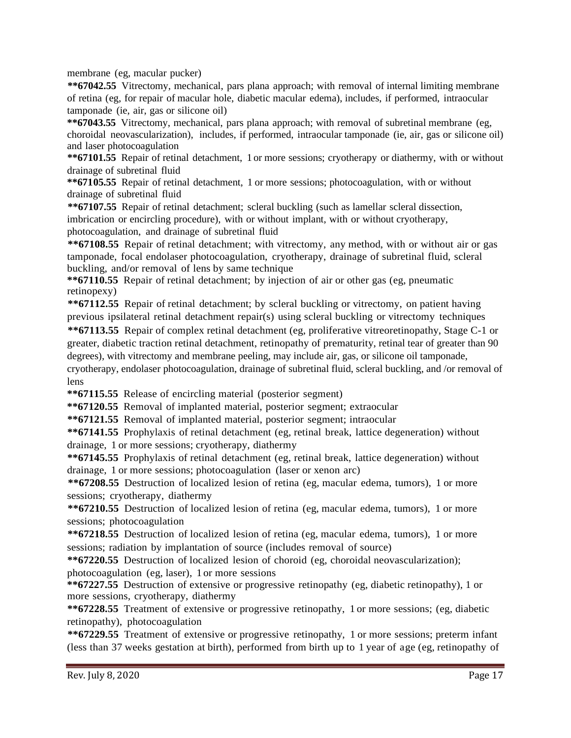membrane (eg, macular pucker)

**\*\*67042.55** Vitrectomy, mechanical, pars plana approach; with removal of internal limiting membrane of retina (eg, for repair of macular hole, diabetic macular edema), includes, if performed, intraocular tamponade (ie, air, gas or silicone oil)

**\*\*67043.55** Vitrectomy, mechanical, pars plana approach; with removal of subretinal membrane (eg, choroidal neovascularization), includes, if performed, intraocular tamponade (ie, air, gas or silicone oil) and laser photocoagulation

**\*\*67101.55** Repair of retinal detachment, 1 or more sessions; cryotherapy or diathermy, with or without drainage of subretinal fluid

**\*\*67105.55** Repair of retinal detachment, 1 or more sessions; photocoagulation, with or without drainage of subretinal fluid

**\*\*67107.55** Repair of retinal detachment; scleral buckling (such as lamellar scleral dissection, imbrication or encircling procedure), with or without implant, with or without cryotherapy, photocoagulation, and drainage of subretinal fluid

**\*\*67108.55** Repair of retinal detachment; with vitrectomy, any method, with or without air or gas tamponade, focal endolaser photocoagulation, cryotherapy, drainage of subretinal fluid, scleral buckling, and/or removal of lens by same technique

**\*\*67110.55** Repair of retinal detachment; by injection of air or other gas (eg, pneumatic retinopexy)

**\*\*67112.55** Repair of retinal detachment; by scleral buckling or vitrectomy, on patient having previous ipsilateral retinal detachment repair(s) using scleral buckling or vitrectomy techniques

**\*\*67113.55** Repair of complex retinal detachment (eg, proliferative vitreoretinopathy, Stage C-1 or greater, diabetic traction retinal detachment, retinopathy of prematurity, retinal tear of greater than 90 degrees), with vitrectomy and membrane peeling, may include air, gas, or silicone oil tamponade, cryotherapy, endolaser photocoagulation, drainage of subretinal fluid, scleral buckling, and /or removal of lens

**\*\*67115.55** Release of encircling material (posterior segment)

**\*\*67120.55** Removal of implanted material, posterior segment; extraocular

**\*\*67121.55** Removal of implanted material, posterior segment; intraocular

**\*\*67141.55** Prophylaxis of retinal detachment (eg, retinal break, lattice degeneration) without drainage, 1 or more sessions; cryotherapy, diathermy

**\*\*67145.55** Prophylaxis of retinal detachment (eg, retinal break, lattice degeneration) without drainage, 1 or more sessions; photocoagulation (laser or xenon arc)

**\*\*67208.55** Destruction of localized lesion of retina (eg, macular edema, tumors), 1 or more sessions; cryotherapy, diathermy

**\*\*67210.55** Destruction of localized lesion of retina (eg, macular edema, tumors), 1 or more sessions; photocoagulation

**\*\*67218.55** Destruction of localized lesion of retina (eg, macular edema, tumors), 1 or more sessions; radiation by implantation of source (includes removal of source)

**\*\*67220.55** Destruction of localized lesion of choroid (eg, choroidal neovascularization); photocoagulation (eg, laser), 1 or more sessions

**\*\*67227.55** Destruction of extensive or progressive retinopathy (eg, diabetic retinopathy), 1 or more sessions, cryotherapy, diathermy

**\*\*67228.55** Treatment of extensive or progressive retinopathy, 1 or more sessions; (eg, diabetic retinopathy), photocoagulation

**\*\*67229.55** Treatment of extensive or progressive retinopathy, 1 or more sessions; preterm infant (less than 37 weeks gestation at birth), performed from birth up to 1 year of age (eg, retinopathy of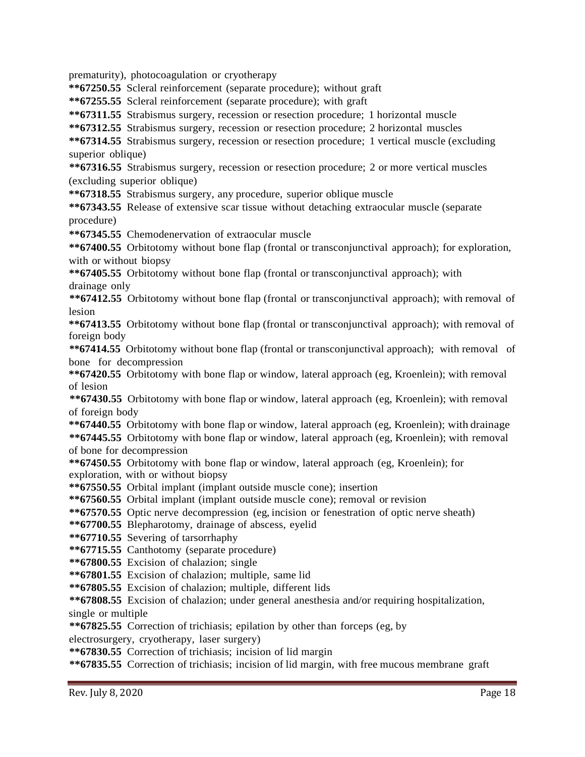prematurity), photocoagulation or cryotherapy

**\*\*67250.55** Scleral reinforcement (separate procedure); without graft

**\*\*67255.55** Scleral reinforcement (separate procedure); with graft

**\*\*67311.55** Strabismus surgery, recession or resection procedure; 1 horizontal muscle

**\*\*67312.55** Strabismus surgery, recession or resection procedure; 2 horizontal muscles

**\*\*67314.55** Strabismus surgery, recession or resection procedure; 1 vertical muscle (excluding superior oblique)

**\*\*67316.55** Strabismus surgery, recession or resection procedure; 2 or more vertical muscles (excluding superior oblique)

**\*\*67318.55** Strabismus surgery, any procedure, superior oblique muscle

**\*\*67343.55** Release of extensive scar tissue without detaching extraocular muscle (separate procedure)

**\*\*67345.55** Chemodenervation of extraocular muscle

**\*\*67400.55** Orbitotomy without bone flap (frontal or transconjunctival approach); for exploration, with or without biopsy

**\*\*67405.55** Orbitotomy without bone flap (frontal or transconjunctival approach); with drainage only

**\*\*67412.55** Orbitotomy without bone flap (frontal or transconjunctival approach); with removal of lesion

**\*\*67413.55** Orbitotomy without bone flap (frontal or transconjunctival approach); with removal of foreign body

**\*\*67414.55** Orbitotomy without bone flap (frontal or transconjunctival approach); with removal of bone for decompression

**\*\*67420.55** Orbitotomy with bone flap or window, lateral approach (eg, Kroenlein); with removal of lesion

**\*\*67430.55** Orbitotomy with bone flap or window, lateral approach (eg, Kroenlein); with removal of foreign body

**\*\*67440.55** Orbitotomy with bone flap or window, lateral approach (eg, Kroenlein); with drainage

**\*\*67445.55** Orbitotomy with bone flap or window, lateral approach (eg, Kroenlein); with removal of bone for decompression

**\*\*67450.55** Orbitotomy with bone flap or window, lateral approach (eg, Kroenlein); for exploration, with or without biopsy

**\*\*67550.55** Orbital implant (implant outside muscle cone); insertion

**\*\*67560.55** Orbital implant (implant outside muscle cone); removal or revision

**\*\*67570.55** Optic nerve decompression (eg, incision or fenestration of optic nerve sheath)

**\*\*67700.55** Blepharotomy, drainage of abscess, eyelid

**\*\*67710.55** Severing of tarsorrhaphy

**\*\*67715.55** Canthotomy (separate procedure)

**\*\*67800.55** Excision of chalazion; single

**\*\*67801.55** Excision of chalazion; multiple, same lid

**\*\*67805.55** Excision of chalazion; multiple, different lids

**\*\*67808.55** Excision of chalazion; under general anesthesia and/or requiring hospitalization, single or multiple

**\*\*67825.55** Correction of trichiasis; epilation by other than forceps (eg, by electrosurgery, cryotherapy, laser surgery)

**\*\*67830.55** Correction of trichiasis; incision of lid margin

**\*\*67835.55** Correction of trichiasis; incision of lid margin, with free mucous membrane graft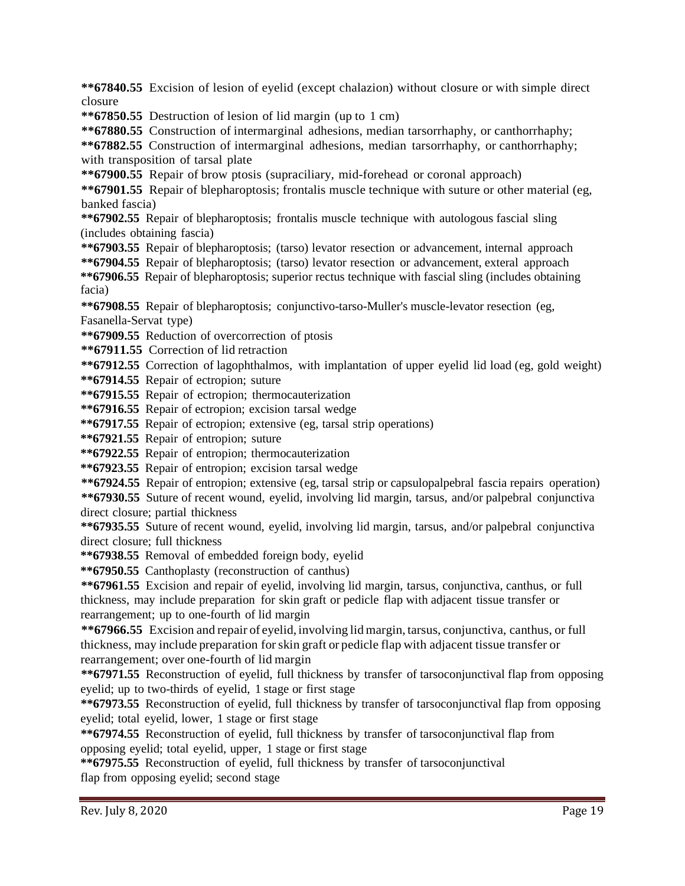**\*\*67840.55** Excision of lesion of eyelid (except chalazion) without closure or with simple direct closure

**\*\*67850.55** Destruction of lesion of lid margin (up to 1 cm)

**\*\*67880.55** Construction of intermarginal adhesions, median tarsorrhaphy, or canthorrhaphy;

**\*\*67882.55** Construction of intermarginal adhesions, median tarsorrhaphy, or canthorrhaphy; with transposition of tarsal plate

**\*\*67900.55** Repair of brow ptosis (supraciliary, mid-forehead or coronal approach)

**\*\*67901.55** Repair of blepharoptosis; frontalis muscle technique with suture or other material (eg, banked fascia)

**\*\*67902.55** Repair of blepharoptosis; frontalis muscle technique with autologous fascial sling (includes obtaining fascia)

**\*\*67903.55** Repair of blepharoptosis; (tarso) levator resection or advancement, internal approach

**\*\*67904.55** Repair of blepharoptosis; (tarso) levator resection or advancement, exteral approach

**\*\*67906.55** Repair of blepharoptosis; superior rectus technique with fascial sling (includes obtaining facia)

**\*\*67908.55** Repair of blepharoptosis; conjunctivo-tarso-Muller's muscle-levator resection (eg, Fasanella-Servat type)

**\*\*67909.55** Reduction of overcorrection of ptosis

**\*\*67911.55** Correction of lid retraction

**\*\*67912.55** Correction of lagophthalmos, with implantation of upper eyelid lid load (eg, gold weight)

**\*\*67914.55** Repair of ectropion; suture

**\*\*67915.55** Repair of ectropion; thermocauterization

**\*\*67916.55** Repair of ectropion; excision tarsal wedge

**\*\*67917.55** Repair of ectropion; extensive (eg, tarsal strip operations)

**\*\*67921.55** Repair of entropion; suture

**\*\*67922.55** Repair of entropion; thermocauterization

**\*\*67923.55** Repair of entropion; excision tarsal wedge

**\*\*67924.55** Repair of entropion; extensive (eg, tarsal strip or capsulopalpebral fascia repairs operation)

**\*\*67930.55** Suture of recent wound, eyelid, involving lid margin, tarsus, and/or palpebral conjunctiva direct closure; partial thickness

**\*\*67935.55** Suture of recent wound, eyelid, involving lid margin, tarsus, and/or palpebral conjunctiva direct closure; full thickness

**\*\*67938.55** Removal of embedded foreign body, eyelid

**\*\*67950.55** Canthoplasty (reconstruction of canthus)

**\*\*67961.55** Excision and repair of eyelid, involving lid margin, tarsus, conjunctiva, canthus, or full thickness, may include preparation for skin graft or pedicle flap with adjacent tissue transfer or rearrangement; up to one-fourth of lid margin

**\*\*67966.55** Excision and repair of eyelid, involving lid margin, tarsus, conjunctiva, canthus, or full thickness, may include preparation for skin graft or pedicle flap with adjacent tissue transfer or rearrangement; over one-fourth of lid margin

**\*\*67971.55** Reconstruction of eyelid, full thickness by transfer of tarsoconjunctival flap from opposing eyelid; up to two-thirds of eyelid, 1 stage or first stage

**\*\*67973.55** Reconstruction of eyelid, full thickness by transfer of tarsoconjunctival flap from opposing eyelid; total eyelid, lower, 1 stage or first stage

**\*\*67974.55** Reconstruction of eyelid, full thickness by transfer of tarsoconjunctival flap from opposing eyelid; total eyelid, upper, 1 stage or first stage

**\*\*67975.55** Reconstruction of eyelid, full thickness by transfer of tarsoconjunctival flap from opposing eyelid; second stage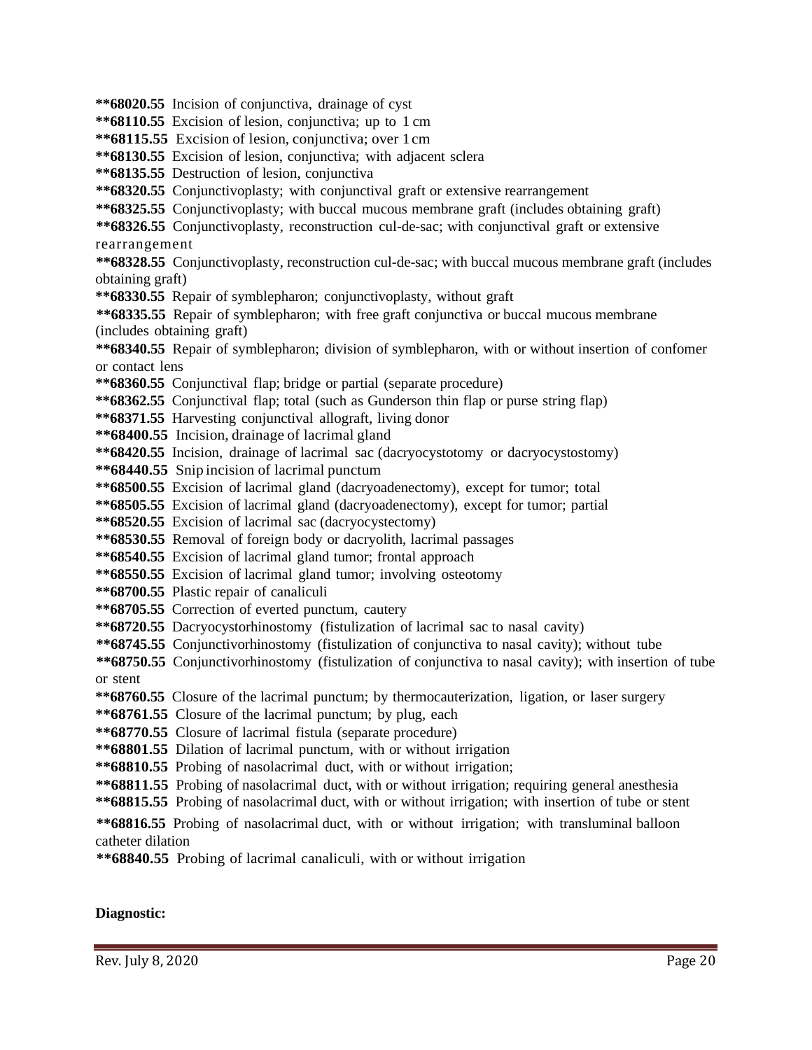**\*\*68020.55** Incision of conjunctiva, drainage of cyst
**\*\*68110.55** Excision of lesion, conjunctiva; up to 1 cm
**\*\*68115.55** Excision of lesion, conjunctiva; over 1 cm
**\*\*68130.55** Excision of lesion, conjunctiva; with adjacent sclera
**\*\*68135.55** Destruction of lesion, conjunctiva
**\*\*68320.55** Conjunctivoplasty; with conjunctival graft or extensive rearrangement
**\*\*68325.55** Conjunctivoplasty; with buccal mucous membrane graft (includes obtaining graft)
**\*\*68326.55** Conjunctivoplasty, reconstruction cul-de-sac; with conjunctival graft or extensive rearrangement
**\*\*68328.55** Conjunctivoplasty, reconstruction cul-de-sac; with buccal mucous membrane graft (includes obtaining graft)
**\*\*68330.55** Repair of symblepharon; conjunctivoplasty, without graft
**\*\*68335.55** Repair of symblepharon; with free graft conjunctiva or buccal mucous membrane (includes obtaining graft)
**\*\*68340.55** Repair of symblepharon; division of symblepharon, with or without insertion of confomer or contact lens
**\*\*68360.55** Conjunctival flap; bridge or partial (separate procedure)
**\*\*68362.55** Conjunctival flap; total (such as Gunderson thin flap or purse string flap)
**\*\*68371.55** Harvesting conjunctival allograft, living donor
**\*\*68400.55** Incision, drainage of lacrimal gland
**\*\*68420.55** Incision, drainage of lacrimal sac (dacryocystotomy or dacryocystostomy)
**\*\*68440.55** Snip incision of lacrimal punctum
**\*\*68500.55** Excision of lacrimal gland (dacryoadenectomy), except for tumor; total
**\*\*68505.55** Excision of lacrimal gland (dacryoadenectomy), except for tumor; partial
**\*\*68520.55** Excision of lacrimal sac (dacryocystectomy)
**\*\*68530.55** Removal of foreign body or dacryolith, lacrimal passages
**\*\*68540.55** Excision of lacrimal gland tumor; frontal approach
**\*\*68550.55** Excision of lacrimal gland tumor; involving osteotomy
**\*\*68700.55** Plastic repair of canaliculi
**\*\*68705.55** Correction of everted punctum, cautery
**\*\*68720.55** Dacryocystorhinostomy (fistulization of lacrimal sac to nasal cavity)
**\*\*68745.55** Conjunctivorhinostomy (fistulization of conjunctiva to nasal cavity); without tube
**\*\*68750.55** Conjunctivorhinostomy (fistulization of conjunctiva to nasal cavity); with insertion of tube or stent
**\*\*68760.55** Closure of the lacrimal punctum; by thermocauterization, ligation, or laser surgery
**\*\*68761.55** Closure of the lacrimal punctum; by plug, each
**\*\*68770.55** Closure of lacrimal fistula (separate procedure)
**\*\*68801.55** Dilation of lacrimal punctum, with or without irrigation
**\*\*68810.55** Probing of nasolacrimal duct, with or without irrigation;
**\*\*68811.55** Probing of nasolacrimal duct, with or without irrigation; requiring general anesthesia
**\*\*68815.55** Probing of nasolacrimal duct, with or without irrigation; with insertion of tube or stent
**\*\*68816.55** Probing of nasolacrimal duct, with or without irrigation; with transluminal balloon catheter dilation
**\*\*68840.55** Probing of lacrimal canaliculi, with or without irrigation

**Diagnostic:**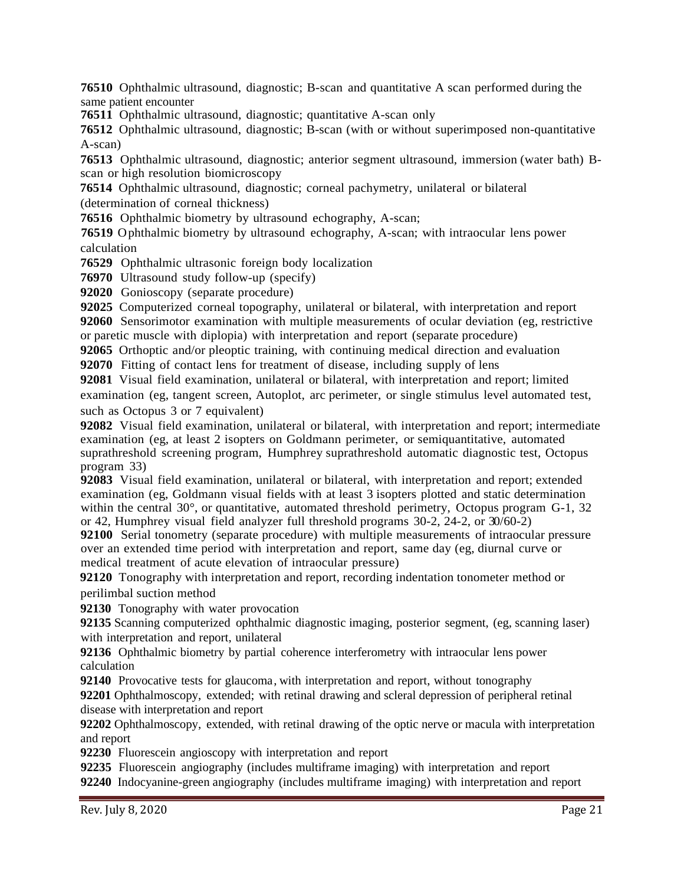**76510** Ophthalmic ultrasound, diagnostic; B-scan and quantitative A scan performed during the same patient encounter

**76511** Ophthalmic ultrasound, diagnostic; quantitative A-scan only

**76512** Ophthalmic ultrasound, diagnostic; B-scan (with or without superimposed non-quantitative A-scan)

**76513** Ophthalmic ultrasound, diagnostic; anterior segment ultrasound, immersion (water bath) B-scan or high resolution biomicroscopy

**76514** Ophthalmic ultrasound, diagnostic; corneal pachymetry, unilateral or bilateral (determination of corneal thickness)

**76516** Ophthalmic biometry by ultrasound echography, A-scan;

**76519** Ophthalmic biometry by ultrasound echography, A-scan; with intraocular lens power calculation

**76529** Ophthalmic ultrasonic foreign body localization

**76970** Ultrasound study follow-up (specify)

**92020** Gonioscopy (separate procedure)

**92025** Computerized corneal topography, unilateral or bilateral, with interpretation and report

**92060** Sensorimotor examination with multiple measurements of ocular deviation (eg, restrictive or paretic muscle with diplopia) with interpretation and report (separate procedure)

**92065** Orthoptic and/or pleoptic training, with continuing medical direction and evaluation

**92070** Fitting of contact lens for treatment of disease, including supply of lens

**92081** Visual field examination, unilateral or bilateral, with interpretation and report; limited examination (eg, tangent screen, Autoplot, arc perimeter, or single stimulus level automated test, such as Octopus 3 or 7 equivalent)

**92082** Visual field examination, unilateral or bilateral, with interpretation and report; intermediate examination (eg, at least 2 isopters on Goldmann perimeter, or semiquantitative, automated suprathreshold screening program, Humphrey suprathreshold automatic diagnostic test, Octopus program 33)

**92083** Visual field examination, unilateral or bilateral, with interpretation and report; extended examination (eg, Goldmann visual fields with at least 3 isopters plotted and static determination within the central 30°, or quantitative, automated threshold perimetry, Octopus program G-1, 32 or 42, Humphrey visual field analyzer full threshold programs 30-2, 24-2, or 30/60-2)

**92100** Serial tonometry (separate procedure) with multiple measurements of intraocular pressure over an extended time period with interpretation and report, same day (eg, diurnal curve or medical treatment of acute elevation of intraocular pressure)

**92120** Tonography with interpretation and report, recording indentation tonometer method or perilimbal suction method

**92130** Tonography with water provocation

**92135** Scanning computerized ophthalmic diagnostic imaging, posterior segment, (eg, scanning laser) with interpretation and report, unilateral

**92136** Ophthalmic biometry by partial coherence interferometry with intraocular lens power calculation

**92140** Provocative tests for glaucoma, with interpretation and report, without tonography

**92201** Ophthalmoscopy, extended; with retinal drawing and scleral depression of peripheral retinal disease with interpretation and report

**92202** Ophthalmoscopy, extended, with retinal drawing of the optic nerve or macula with interpretation and report

**92230** Fluorescein angioscopy with interpretation and report

**92235** Fluorescein angiography (includes multiframe imaging) with interpretation and report

**92240** Indocyanine-green angiography (includes multiframe imaging) with interpretation and report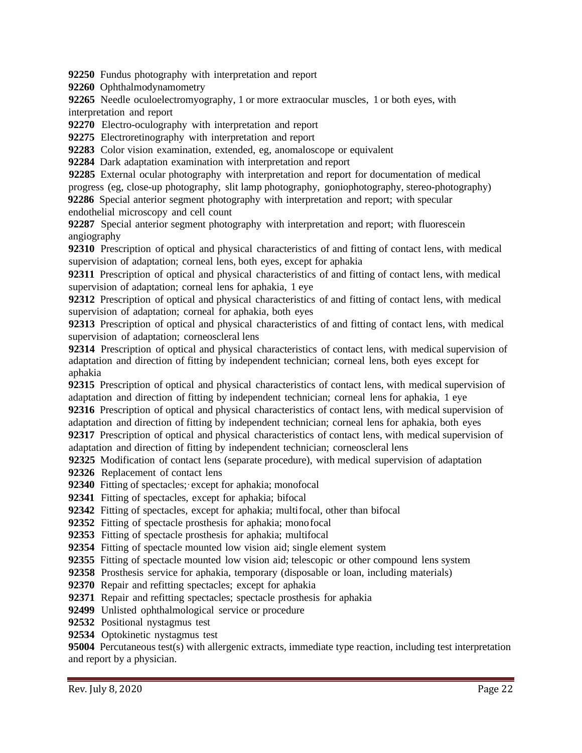**92250** Fundus photography with interpretation and report

**92260** Ophthalmodynamometry

**92265** Needle oculoelectromyography, 1 or more extraocular muscles, 1 or both eyes, with interpretation and report

**92270** Electro-oculography with interpretation and report

**92275** Electroretinography with interpretation and report

**92283** Color vision examination, extended, eg, anomaloscope or equivalent

**92284** Dark adaptation examination with interpretation and report

**92285** External ocular photography with interpretation and report for documentation of medical progress (eg, close-up photography, slit lamp photography, goniophotography, stereo-photography)

**92286** Special anterior segment photography with interpretation and report; with specular endothelial microscopy and cell count

**92287** Special anterior segment photography with interpretation and report; with fluorescein angiography

**92310** Prescription of optical and physical characteristics of and fitting of contact lens, with medical supervision of adaptation; corneal lens, both eyes, except for aphakia

**92311** Prescription of optical and physical characteristics of and fitting of contact lens, with medical supervision of adaptation; corneal lens for aphakia, 1 eye

**92312** Prescription of optical and physical characteristics of and fitting of contact lens, with medical supervision of adaptation; corneal for aphakia, both eyes

**92313** Prescription of optical and physical characteristics of and fitting of contact lens, with medical supervision of adaptation; corneoscleral lens

**92314** Prescription of optical and physical characteristics of contact lens, with medical supervision of adaptation and direction of fitting by independent technician; corneal lens, both eyes except for aphakia

**92315** Prescription of optical and physical characteristics of contact lens, with medical supervision of adaptation and direction of fitting by independent technician; corneal lens for aphakia, 1 eye

**92316** Prescription of optical and physical characteristics of contact lens, with medical supervision of adaptation and direction of fitting by independent technician; corneal lens for aphakia, both eyes

**92317** Prescription of optical and physical characteristics of contact lens, with medical supervision of adaptation and direction of fitting by independent technician; corneoscleral lens

**92325** Modification of contact lens (separate procedure), with medical supervision of adaptation

**92326** Replacement of contact lens

**92340** Fitting of spectacles; except for aphakia; monofocal

**92341** Fitting of spectacles, except for aphakia; bifocal

**92342** Fitting of spectacles, except for aphakia; multifocal, other than bifocal

**92352** Fitting of spectacle prosthesis for aphakia; monofocal

**92353** Fitting of spectacle prosthesis for aphakia; multifocal

**92354** Fitting of spectacle mounted low vision aid; single element system

**92355** Fitting of spectacle mounted low vision aid; telescopic or other compound lens system

**92358** Prosthesis service for aphakia, temporary (disposable or loan, including materials)

**92370** Repair and refitting spectacles; except for aphakia

**92371** Repair and refitting spectacles; spectacle prosthesis for aphakia

**92499** Unlisted ophthalmological service or procedure

**92532** Positional nystagmus test

**92534** Optokinetic nystagmus test

**95004** Percutaneous test(s) with allergenic extracts, immediate type reaction, including test interpretation and report by a physician.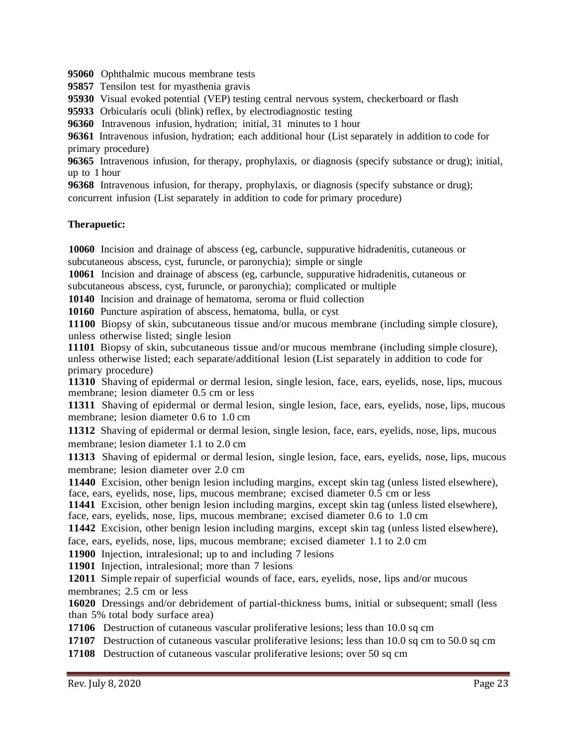**95060** Ophthalmic mucous membrane tests
**95857** Tensilon test for myasthenia gravis
**95930** Visual evoked potential (VEP) testing central nervous system, checkerboard or flash
**95933** Orbicularis oculi (blink) reflex, by electrodiagnostic testing
**96360** Intravenous infusion, hydration; initial, 31 minutes to 1 hour
**96361** Intravenous infusion, hydration; each additional hour (List separately in addition to code for primary procedure)
**96365** Intravenous infusion, for therapy, prophylaxis, or diagnosis (specify substance or drug); initial, up to 1 hour
**96368** Intravenous infusion, for therapy, prophylaxis, or diagnosis (specify substance or drug); concurrent infusion (List separately in addition to code for primary procedure)

**Therapuetic:**

**10060** Incision and drainage of abscess (eg, carbuncle, suppurative hidradenitis, cutaneous or subcutaneous abscess, cyst, furuncle, or paronychia); simple or single
**10061** Incision and drainage of abscess (eg, carbuncle, suppurative hidradenitis, cutaneous or subcutaneous abscess, cyst, furuncle, or paronychia); complicated or multiple
**10140** Incision and drainage of hematoma, seroma or fluid collection
**10160** Puncture aspiration of abscess, hematoma, bulla, or cyst
**11100** Biopsy of skin, subcutaneous tissue and/or mucous membrane (including simple closure), unless otherwise listed; single lesion
**11101** Biopsy of skin, subcutaneous tissue and/or mucous membrane (including simple closure), unless otherwise listed; each separate/additional lesion (List separately in addition to code for primary procedure)
**11310** Shaving of epidermal or dermal lesion, single lesion, face, ears, eyelids, nose, lips, mucous membrane; lesion diameter 0.5 cm or less
**11311** Shaving of epidermal or dermal lesion, single lesion, face, ears, eyelids, nose, lips, mucous membrane; lesion diameter 0.6 to 1.0 cm
**11312** Shaving of epidermal or dermal lesion, single lesion, face, ears, eyelids, nose, lips, mucous membrane; lesion diameter 1.1 to 2.0 cm
**11313** Shaving of epidermal or dermal lesion, single lesion, face, ears, eyelids, nose, lips, mucous membrane; lesion diameter over 2.0 cm
**11440** Excision, other benign lesion including margins, except skin tag (unless listed elsewhere), face, ears, eyelids, nose, lips, mucous membrane; excised diameter 0.5 cm or less
**11441** Excision, other benign lesion including margins, except skin tag (unless listed elsewhere), face, ears, eyelids, nose, lips, mucous membrane; excised diameter 0.6 to 1.0 cm
**11442** Excision, other benign lesion including margins, except skin tag (unless listed elsewhere), face, ears, eyelids, nose, lips, mucous membrane; excised diameter 1.1 to 2.0 cm
**11900** Injection, intralesional; up to and including 7 lesions
**11901** Injection, intralesional; more than 7 lesions
**12011** Simple repair of superficial wounds of face, ears, eyelids, nose, lips and/or mucous membranes; 2.5 cm or less
**16020** Dressings and/or debridement of partial-thickness bums, initial or subsequent; small (less than 5% total body surface area)
**17106** Destruction of cutaneous vascular proliferative lesions; less than 10.0 sq cm
**17107** Destruction of cutaneous vascular proliferative lesions; less than 10.0 sq cm to 50.0 sq cm
**17108** Destruction of cutaneous vascular proliferative lesions; over 50 sq cm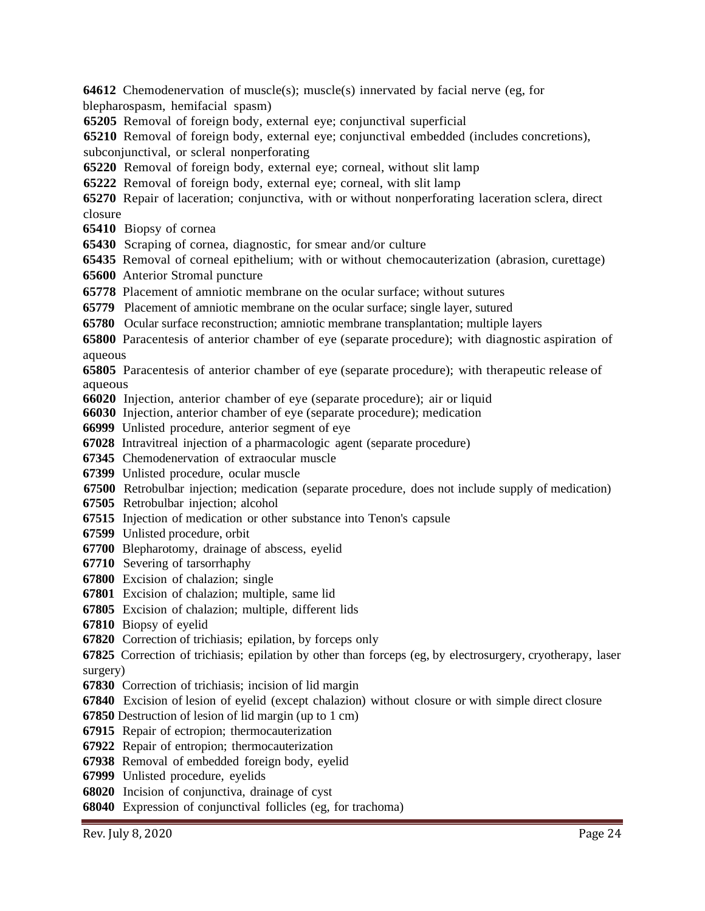**64612** Chemodenervation of muscle(s); muscle(s) innervated by facial nerve (eg, for blepharospasm, hemifacial spasm)

**65205** Removal of foreign body, external eye; conjunctival superficial

**65210** Removal of foreign body, external eye; conjunctival embedded (includes concretions), subconjunctival, or scleral nonperforating

**65220** Removal of foreign body, external eye; corneal, without slit lamp

**65222** Removal of foreign body, external eye; corneal, with slit lamp

**65270** Repair of laceration; conjunctiva, with or without nonperforating laceration sclera, direct closure

**65410** Biopsy of cornea

**65430** Scraping of cornea, diagnostic, for smear and/or culture

**65435** Removal of corneal epithelium; with or without chemocauterization (abrasion, curettage)

**65600** Anterior Stromal puncture

**65778** Placement of amniotic membrane on the ocular surface; without sutures

**65779** Placement of amniotic membrane on the ocular surface; single layer, sutured

**65780** Ocular surface reconstruction; amniotic membrane transplantation; multiple layers

**65800** Paracentesis of anterior chamber of eye (separate procedure); with diagnostic aspiration of aqueous

**65805** Paracentesis of anterior chamber of eye (separate procedure); with therapeutic release of aqueous

**66020** Injection, anterior chamber of eye (separate procedure); air or liquid

**66030** Injection, anterior chamber of eye (separate procedure); medication

**66999** Unlisted procedure, anterior segment of eye

**67028** Intravitreal injection of a pharmacologic agent (separate procedure)

**67345** Chemodenervation of extraocular muscle

**67399** Unlisted procedure, ocular muscle

**67500** Retrobulbar injection; medication (separate procedure, does not include supply of medication)

**67505** Retrobulbar injection; alcohol

**67515** Injection of medication or other substance into Tenon's capsule

**67599** Unlisted procedure, orbit

**67700** Blepharotomy, drainage of abscess, eyelid

**67710** Severing of tarsorrhaphy

**67800** Excision of chalazion; single

**67801** Excision of chalazion; multiple, same lid

**67805** Excision of chalazion; multiple, different lids

**67810** Biopsy of eyelid

**67820** Correction of trichiasis; epilation, by forceps only

**67825** Correction of trichiasis; epilation by other than forceps (eg, by electrosurgery, cryotherapy, laser surgery)

**67830** Correction of trichiasis; incision of lid margin

**67840** Excision of lesion of eyelid (except chalazion) without closure or with simple direct closure

**67850** Destruction of lesion of lid margin (up to 1 cm)

**67915** Repair of ectropion; thermocauterization

**67922** Repair of entropion; thermocauterization

**67938** Removal of embedded foreign body, eyelid

**67999** Unlisted procedure, eyelids

**68020** Incision of conjunctiva, drainage of cyst

**68040** Expression of conjunctival follicles (eg, for trachoma)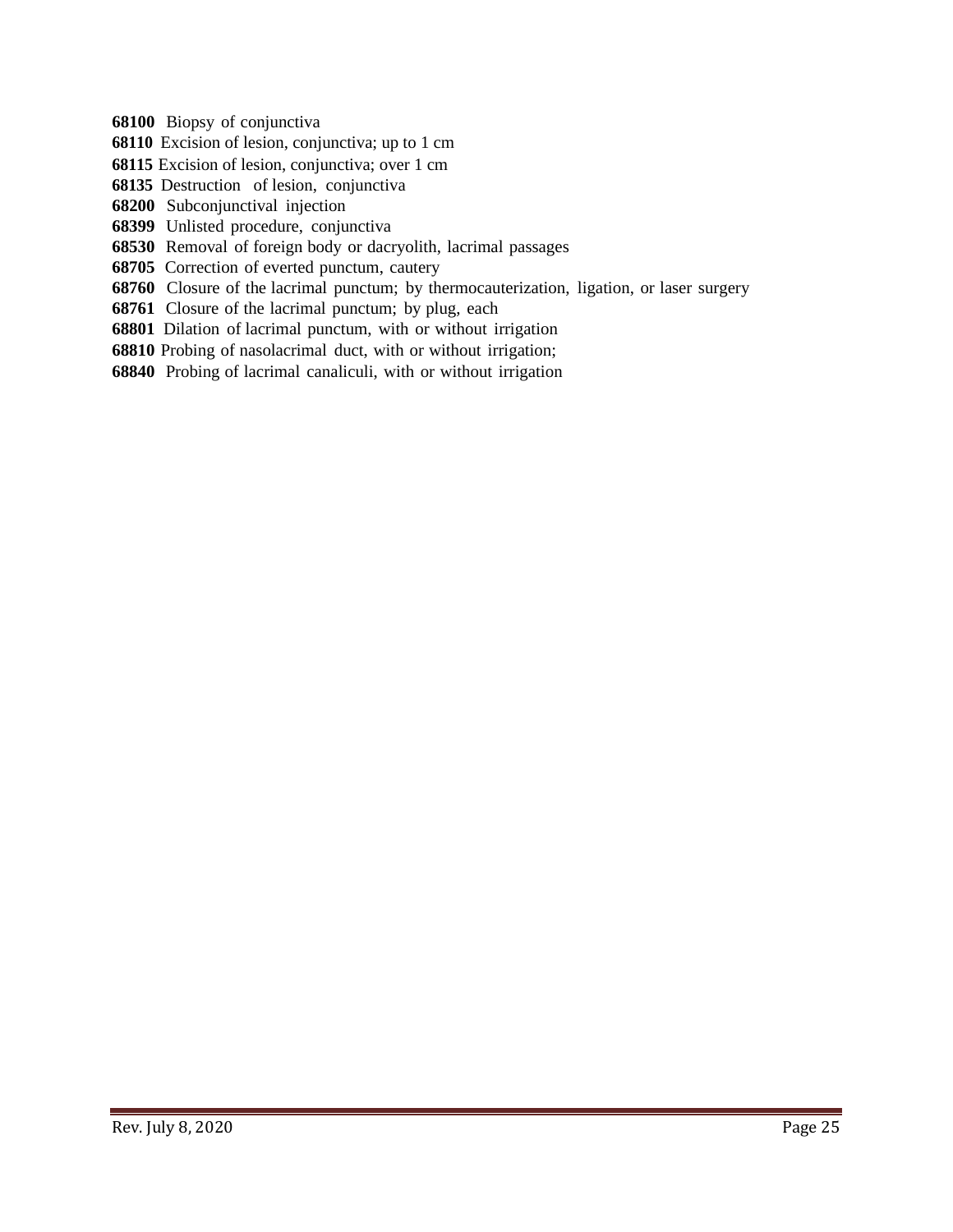**68100** Biopsy of conjunctiva
**68110** Excision of lesion, conjunctiva; up to 1 cm
**68115** Excision of lesion, conjunctiva; over 1 cm
**68135** Destruction of lesion, conjunctiva
**68200** Subconjunctival injection
**68399** Unlisted procedure, conjunctiva
**68530** Removal of foreign body or dacryolith, lacrimal passages
**68705** Correction of everted punctum, cautery
**68760** Closure of the lacrimal punctum; by thermocauterization, ligation, or laser surgery
**68761** Closure of the lacrimal punctum; by plug, each
**68801** Dilation of lacrimal punctum, with or without irrigation
**68810** Probing of nasolacrimal duct, with or without irrigation;
**68840** Probing of lacrimal canaliculi, with or without irrigation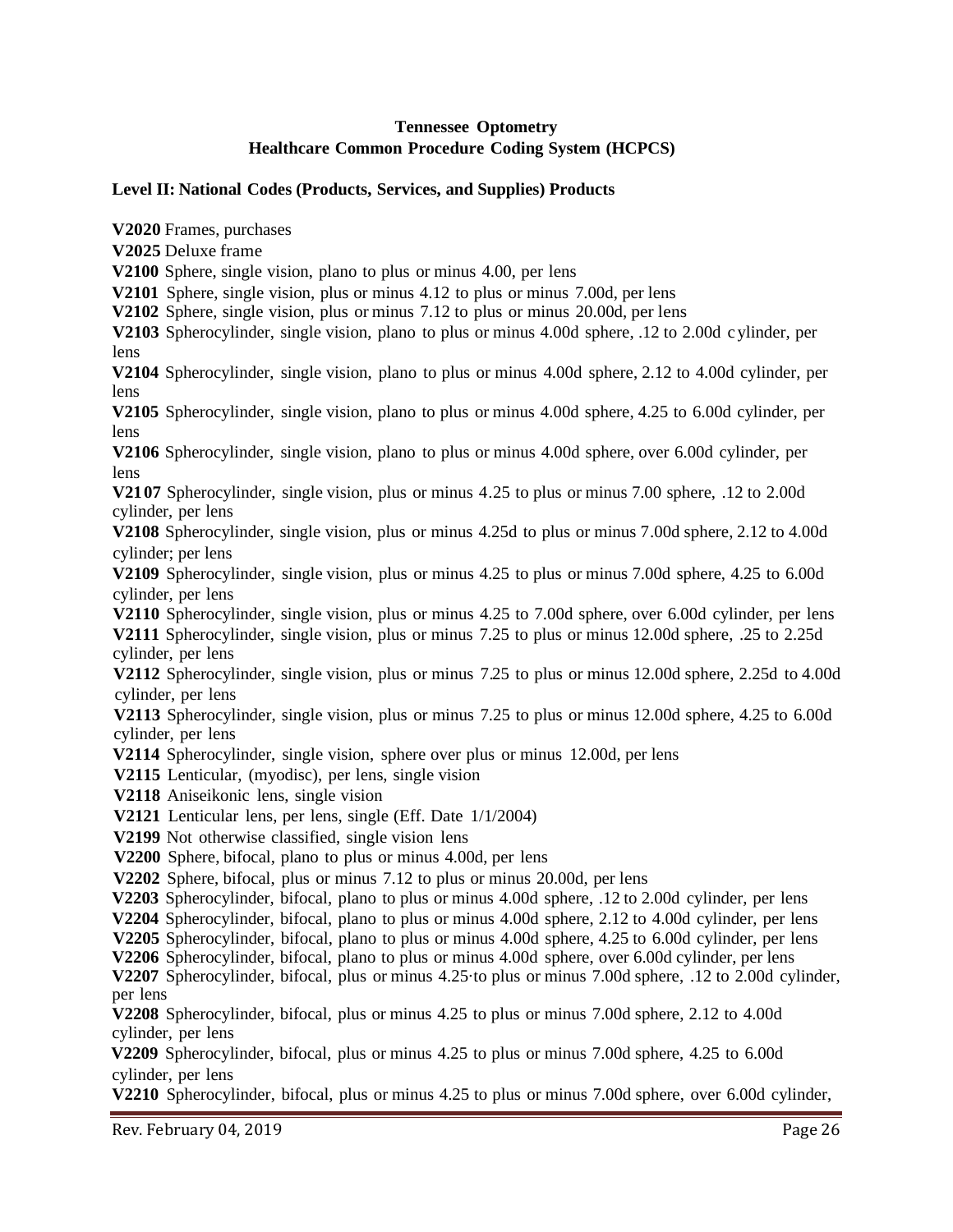**Tennessee Optometry**
**Healthcare Common Procedure Coding System (HCPCS)**

**Level II: National Codes (Products, Services, and Supplies) Products**

**V2020** Frames, purchases
**V2025** Deluxe frame
**V2100** Sphere, single vision, plano to plus or minus 4.00, per lens
**V2101** Sphere, single vision, plus or minus 4.12 to plus or minus 7.00d, per lens
**V2102** Sphere, single vision, plus or minus 7.12 to plus or minus 20.00d, per lens
**V2103** Spherocylinder, single vision, plano to plus or minus 4.00d sphere, .12 to 2.00d cylinder, per lens
**V2104** Spherocylinder, single vision, plano to plus or minus 4.00d sphere, 2.12 to 4.00d cylinder, per lens
**V2105** Spherocylinder, single vision, plano to plus or minus 4.00d sphere, 4.25 to 6.00d cylinder, per lens
**V2106** Spherocylinder, single vision, plano to plus or minus 4.00d sphere, over 6.00d cylinder, per lens
**V2107** Spherocylinder, single vision, plus or minus 4.25 to plus or minus 7.00 sphere, .12 to 2.00d cylinder, per lens
**V2108** Spherocylinder, single vision, plus or minus 4.25d to plus or minus 7.00d sphere, 2.12 to 4.00d cylinder; per lens
**V2109** Spherocylinder, single vision, plus or minus 4.25 to plus or minus 7.00d sphere, 4.25 to 6.00d cylinder, per lens
**V2110** Spherocylinder, single vision, plus or minus 4.25 to 7.00d sphere, over 6.00d cylinder, per lens
**V2111** Spherocylinder, single vision, plus or minus 7.25 to plus or minus 12.00d sphere, .25 to 2.25d cylinder, per lens
**V2112** Spherocylinder, single vision, plus or minus 7.25 to plus or minus 12.00d sphere, 2.25d to 4.00d cylinder, per lens
**V2113** Spherocylinder, single vision, plus or minus 7.25 to plus or minus 12.00d sphere, 4.25 to 6.00d cylinder, per lens
**V2114** Spherocylinder, single vision, sphere over plus or minus 12.00d, per lens
**V2115** Lenticular, (myodisc), per lens, single vision
**V2118** Aniseikonic lens, single vision
**V2121** Lenticular lens, per lens, single (Eff. Date 1/1/2004)
**V2199** Not otherwise classified, single vision lens
**V2200** Sphere, bifocal, plano to plus or minus 4.00d, per lens
**V2202** Sphere, bifocal, plus or minus 7.12 to plus or minus 20.00d, per lens
**V2203** Spherocylinder, bifocal, plano to plus or minus 4.00d sphere, .12 to 2.00d cylinder, per lens
**V2204** Spherocylinder, bifocal, plano to plus or minus 4.00d sphere, 2.12 to 4.00d cylinder, per lens
**V2205** Spherocylinder, bifocal, plano to plus or minus 4.00d sphere, 4.25 to 6.00d cylinder, per lens
**V2206** Spherocylinder, bifocal, plano to plus or minus 4.00d sphere, over 6.00d cylinder, per lens
**V2207** Spherocylinder, bifocal, plus or minus 4.25·to plus or minus 7.00d sphere, .12 to 2.00d cylinder, per lens
**V2208** Spherocylinder, bifocal, plus or minus 4.25 to plus or minus 7.00d sphere, 2.12 to 4.00d cylinder, per lens
**V2209** Spherocylinder, bifocal, plus or minus 4.25 to plus or minus 7.00d sphere, 4.25 to 6.00d cylinder, per lens
**V2210** Spherocylinder, bifocal, plus or minus 4.25 to plus or minus 7.00d sphere, over 6.00d cylinder,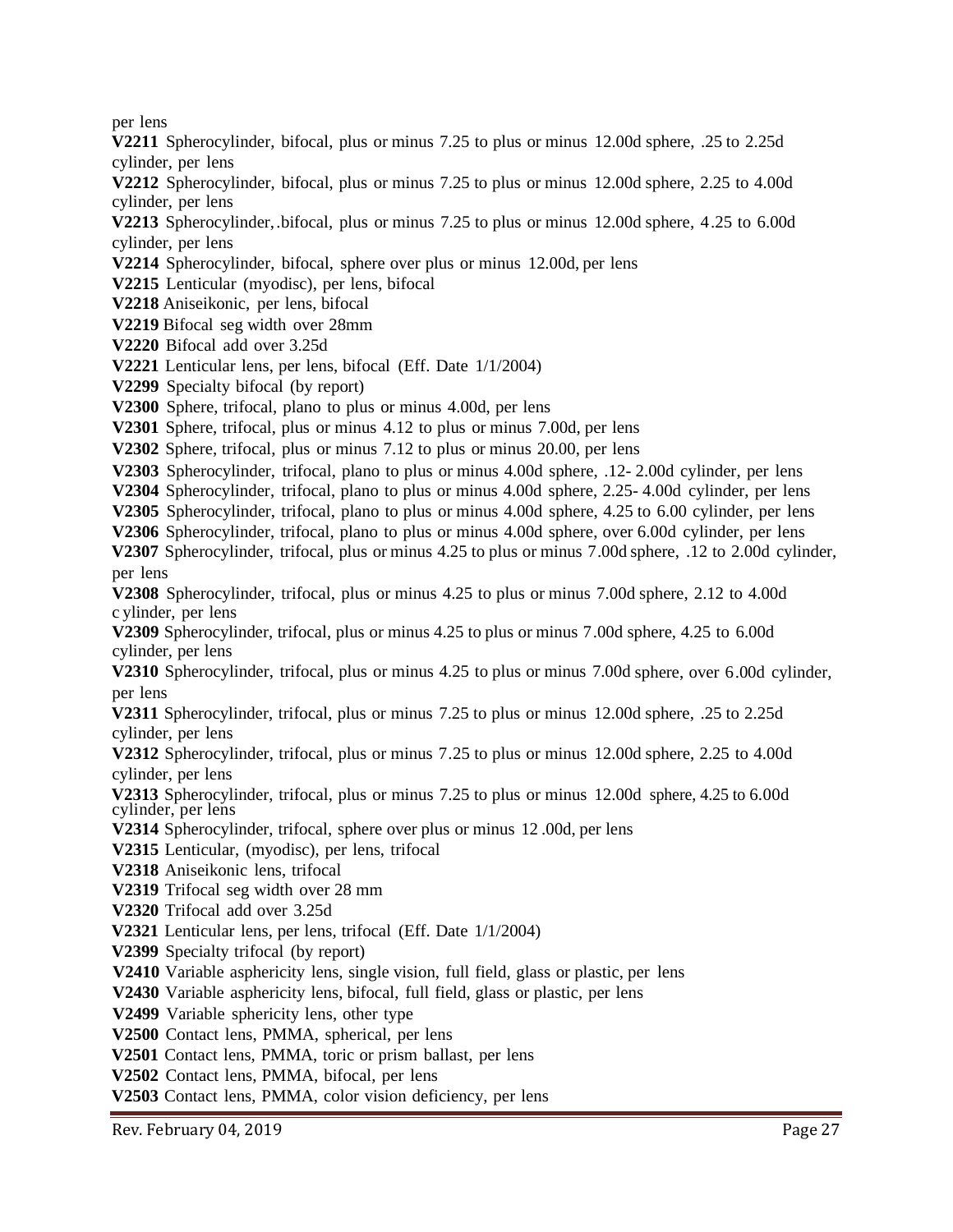per lens

**V2211** Spherocylinder, bifocal, plus or minus 7.25 to plus or minus 12.00d sphere, .25 to 2.25d cylinder, per lens

**V2212** Spherocylinder, bifocal, plus or minus 7.25 to plus or minus 12.00d sphere, 2.25 to 4.00d cylinder, per lens

**V2213** Spherocylinder, .bifocal, plus or minus 7.25 to plus or minus 12.00d sphere, 4.25 to 6.00d cylinder, per lens

**V2214** Spherocylinder, bifocal, sphere over plus or minus 12.00d, per lens

**V2215** Lenticular (myodisc), per lens, bifocal

**V2218** Aniseikonic, per lens, bifocal

**V2219** Bifocal seg width over 28mm

**V2220** Bifocal add over 3.25d

**V2221** Lenticular lens, per lens, bifocal (Eff. Date 1/1/2004)

**V2299** Specialty bifocal (by report)

**V2300** Sphere, trifocal, plano to plus or minus 4.00d, per lens

**V2301** Sphere, trifocal, plus or minus 4.12 to plus or minus 7.00d, per lens

**V2302** Sphere, trifocal, plus or minus 7.12 to plus or minus 20.00, per lens

**V2303** Spherocylinder, trifocal, plano to plus or minus 4.00d sphere, .12- 2.00d cylinder, per lens

**V2304** Spherocylinder, trifocal, plano to plus or minus 4.00d sphere, 2.25- 4.00d cylinder, per lens

**V2305** Spherocylinder, trifocal, plano to plus or minus 4.00d sphere, 4.25 to 6.00 cylinder, per lens

**V2306** Spherocylinder, trifocal, plano to plus or minus 4.00d sphere, over 6.00d cylinder, per lens

**V2307** Spherocylinder, trifocal, plus or minus 4.25 to plus or minus 7.00d sphere, .12 to 2.00d cylinder, per lens

**V2308** Spherocylinder, trifocal, plus or minus 4.25 to plus or minus 7.00d sphere, 2.12 to 4.00d c ylinder, per lens

**V2309** Spherocylinder, trifocal, plus or minus 4.25 to plus or minus 7.00d sphere, 4.25 to 6.00d cylinder, per lens

**V2310** Spherocylinder, trifocal, plus or minus 4.25 to plus or minus 7.00d sphere, over 6.00d cylinder, per lens

**V2311** Spherocylinder, trifocal, plus or minus 7.25 to plus or minus 12.00d sphere, .25 to 2.25d cylinder, per lens

**V2312** Spherocylinder, trifocal, plus or minus 7.25 to plus or minus 12.00d sphere, 2.25 to 4.00d cylinder, per lens

**V2313** Spherocylinder, trifocal, plus or minus 7.25 to plus or minus 12.00d sphere, 4.25 to 6.00d cylinder, per lens

**V2314** Spherocylinder, trifocal, sphere over plus or minus 12 .00d, per lens

**V2315** Lenticular, (myodisc), per lens, trifocal

**V2318** Aniseikonic lens, trifocal

**V2319** Trifocal seg width over 28 mm

**V2320** Trifocal add over 3.25d

**V2321** Lenticular lens, per lens, trifocal (Eff. Date 1/1/2004)

**V2399** Specialty trifocal (by report)

**V2410** Variable asphericity lens, single vision, full field, glass or plastic, per lens

**V2430** Variable asphericity lens, bifocal, full field, glass or plastic, per lens

**V2499** Variable sphericity lens, other type

**V2500** Contact lens, PMMA, spherical, per lens

**V2501** Contact lens, PMMA, toric or prism ballast, per lens

**V2502** Contact lens, PMMA, bifocal, per lens

**V2503** Contact lens, PMMA, color vision deficiency, per lens

Rev. February 04, 2019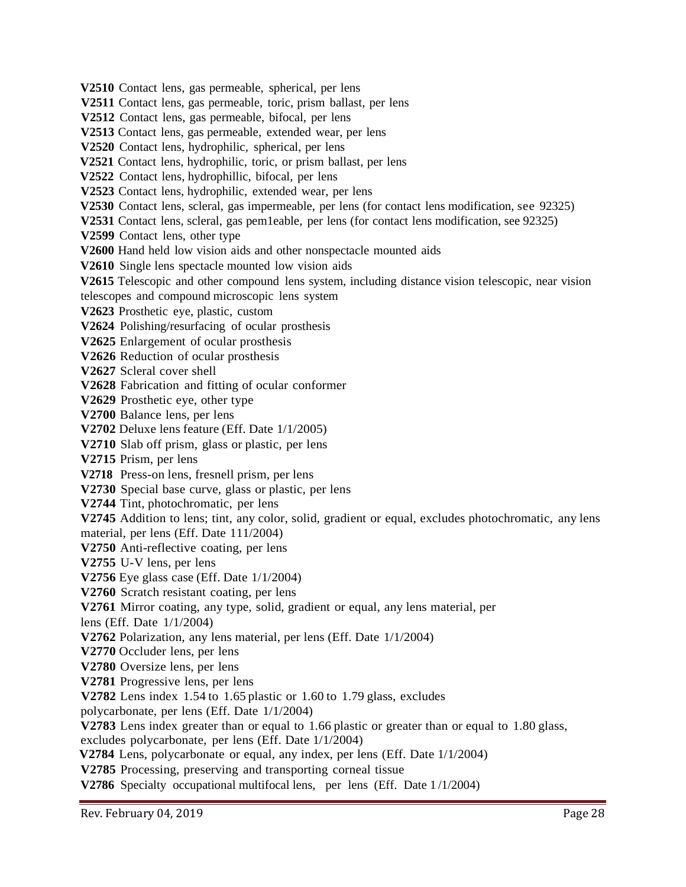**V2510** Contact lens, gas permeable, spherical, per lens
**V2511** Contact lens, gas permeable, toric, prism ballast, per lens
**V2512** Contact lens, gas permeable, bifocal, per lens
**V2513** Contact lens, gas permeable, extended wear, per lens
**V2520** Contact lens, hydrophilic, spherical, per lens
**V2521** Contact lens, hydrophilic, toric, or prism ballast, per lens
**V2522** Contact lens, hydrophillic, bifocal, per lens
**V2523** Contact lens, hydrophilic, extended wear, per lens
**V2530** Contact lens, scleral, gas impermeable, per lens (for contact lens modification, see 92325)
**V2531** Contact lens, scleral, gas pem1eable, per lens (for contact lens modification, see 92325)
**V2599** Contact lens, other type
**V2600** Hand held low vision aids and other nonspectacle mounted aids
**V2610** Single lens spectacle mounted low vision aids
**V2615** Telescopic and other compound lens system, including distance vision telescopic, near vision telescopes and compound microscopic lens system
**V2623** Prosthetic eye, plastic, custom
**V2624** Polishing/resurfacing of ocular prosthesis
**V2625** Enlargement of ocular prosthesis
**V2626** Reduction of ocular prosthesis
**V2627** Scleral cover shell
**V2628** Fabrication and fitting of ocular conformer
**V2629** Prosthetic eye, other type
**V2700** Balance lens, per lens
**V2702** Deluxe lens feature (Eff. Date 1/1/2005)
**V2710** Slab off prism, glass or plastic, per lens
**V2715** Prism, per lens
**V2718** Press-on lens, fresnell prism, per lens
**V2730** Special base curve, glass or plastic, per lens
**V2744** Tint, photochromatic, per lens
**V2745** Addition to lens; tint, any color, solid, gradient or equal, excludes photochromatic, any lens material, per lens (Eff. Date 111/2004)
**V2750** Anti-reflective coating, per lens
**V2755** U-V lens, per lens
**V2756** Eye glass case (Eff. Date 1/1/2004)
**V2760** Scratch resistant coating, per lens
**V2761** Mirror coating, any type, solid, gradient or equal, any lens material, per lens (Eff. Date 1/1/2004)
**V2762** Polarization, any lens material, per lens (Eff. Date 1/1/2004)
**V2770** Occluder lens, per lens
**V2780** Oversize lens, per lens
**V2781** Progressive lens, per lens
**V2782** Lens index 1.54 to 1.65 plastic or 1.60 to 1.79 glass, excludes polycarbonate, per lens (Eff. Date 1/1/2004)
**V2783** Lens index greater than or equal to 1.66 plastic or greater than or equal to 1.80 glass, excludes polycarbonate, per lens (Eff. Date 1/1/2004)
**V2784** Lens, polycarbonate or equal, any index, per lens (Eff. Date 1/1/2004)
**V2785** Processing, preserving and transporting corneal tissue
**V2786** Specialty occupational multifocal lens, per lens (Eff. Date 1/1/2004)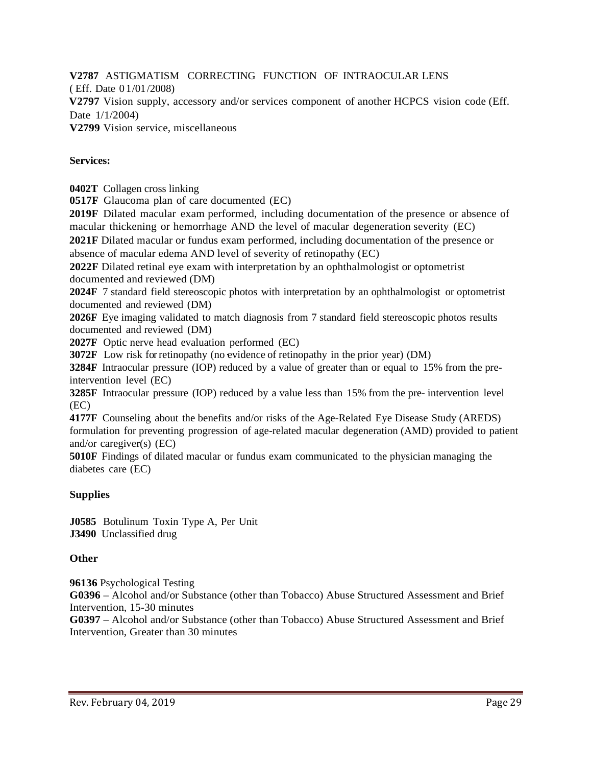**V2787** ASTIGMATISM CORRECTING FUNCTION OF INTRAOCULAR LENS
( Eff. Date 01/01/2008)
**V2797** Vision supply, accessory and/or services component of another HCPCS vision code (Eff. Date 1/1/2004)
**V2799** Vision service, miscellaneous

**Services:**

**0402T** Collagen cross linking
**0517F** Glaucoma plan of care documented (EC)
**2019F** Dilated macular exam performed, including documentation of the presence or absence of macular thickening or hemorrhage AND the level of macular degeneration severity (EC)
**2021F** Dilated macular or fundus exam performed, including documentation of the presence or absence of macular edema AND level of severity of retinopathy (EC)
**2022F** Dilated retinal eye exam with interpretation by an ophthalmologist or optometrist documented and reviewed (DM)
**2024F** 7 standard field stereoscopic photos with interpretation by an ophthalmologist or optometrist documented and reviewed (DM)
**2026F** Eye imaging validated to match diagnosis from 7 standard field stereoscopic photos results documented and reviewed (DM)
**2027F** Optic nerve head evaluation performed (EC)
**3072F** Low risk for retinopathy (no evidence of retinopathy in the prior year) (DM)
**3284F** Intraocular pressure (IOP) reduced by a value of greater than or equal to 15% from the pre-intervention level (EC)
**3285F** Intraocular pressure (IOP) reduced by a value less than 15% from the pre- intervention level (EC)
**4177F** Counseling about the benefits and/or risks of the Age-Related Eye Disease Study (AREDS) formulation for preventing progression of age-related macular degeneration (AMD) provided to patient and/or caregiver(s) (EC)
**5010F** Findings of dilated macular or fundus exam communicated to the physician managing the diabetes care (EC)

**Supplies**

**J0585** Botulinum Toxin Type A, Per Unit
**J3490** Unclassified drug

**Other**

**96136** Psychological Testing
**G0396** – Alcohol and/or Substance (other than Tobacco) Abuse Structured Assessment and Brief Intervention, 15-30 minutes
**G0397** – Alcohol and/or Substance (other than Tobacco) Abuse Structured Assessment and Brief Intervention, Greater than 30 minutes